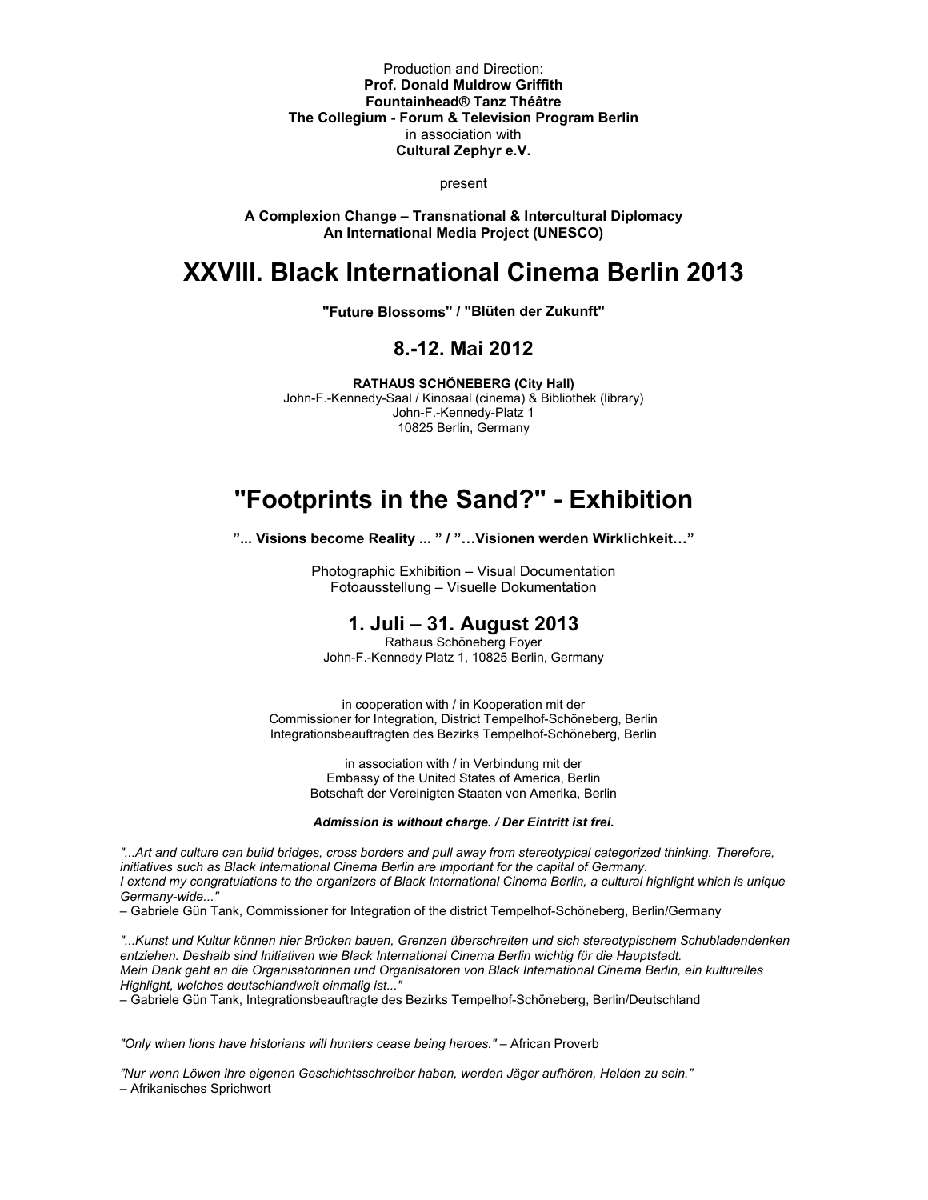Production and Direction:
**Prof. Donald Muldrow Griffith**
**Fountainhead® Tanz Théâtre**
**The Collegium - Forum & Television Program Berlin**
in association with
**Cultural Zephyr e.V.**

present

**A Complexion Change – Transnational & Intercultural Diplomacy**
**An International Media Project (UNESCO)**

# XXVIII. Black International Cinema Berlin 2013

**"Future Blossoms" / "Blüten der Zukunft"**

## 8.-12. Mai 2012

**RATHAUS SCHÖNEBERG (City Hall)**
John-F.-Kennedy-Saal / Kinosaal (cinema) & Bibliothek (library)
John-F.-Kennedy-Platz 1
10825 Berlin, Germany

# "Footprints in the Sand?" - Exhibition

**"... Visions become Reality ... " / "…Visionen werden Wirklichkeit…"**

Photographic Exhibition – Visual Documentation
Fotoausstellung – Visuelle Dokumentation

## 1. Juli – 31. August 2013

Rathaus Schöneberg Foyer
John-F.-Kennedy Platz 1, 10825 Berlin, Germany

in cooperation with / in Kooperation mit der
Commissioner for Integration, District Tempelhof-Schöneberg, Berlin
Integrationsbeauftragten des Bezirks Tempelhof-Schöneberg, Berlin

in association with / in Verbindung mit der
Embassy of the United States of America, Berlin
Botschaft der Vereinigten Staaten von Amerika, Berlin

***Admission is without charge. / Der Eintritt ist frei.***

*"...Art and culture can build bridges, cross borders and pull away from stereotypical categorized thinking. Therefore, initiatives such as Black International Cinema Berlin are important for the capital of Germany.*
*I extend my congratulations to the organizers of Black International Cinema Berlin, a cultural highlight which is unique Germany-wide..."*
– Gabriele Gün Tank, Commissioner for Integration of the district Tempelhof-Schöneberg, Berlin/Germany

*"...Kunst und Kultur können hier Brücken bauen, Grenzen überschreiten und sich stereotypischem Schubladendenken entziehen. Deshalb sind Initiativen wie Black International Cinema Berlin wichtig für die Hauptstadt.*
*Mein Dank geht an die Organisatorinnen und Organisatoren von Black International Cinema Berlin, ein kulturelles Highlight, welches deutschlandweit einmalig ist..."*
– Gabriele Gün Tank, Integrationsbeauftragte des Bezirks Tempelhof-Schöneberg, Berlin/Deutschland

*"Only when lions have historians will hunters cease being heroes."* – African Proverb

*"Nur wenn Löwen ihre eigenen Geschichtsschreiber haben, werden Jäger aufhören, Helden zu sein."*
– Afrikanisches Sprichwort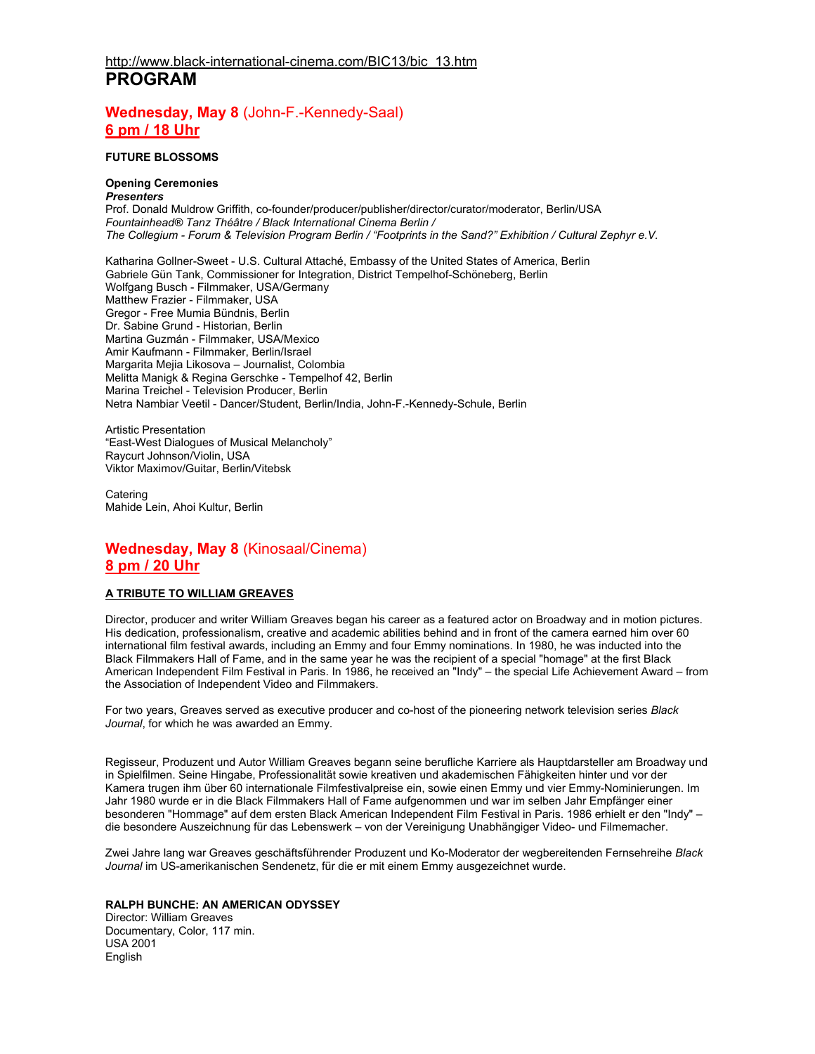http://www.black-international-cinema.com/BIC13/bic_13.htm

# PROGRAM

## Wednesday, May 8 (John-F.-Kennedy-Saal)
## 6 pm / 18 Uhr

**FUTURE BLOSSOMS**

**Opening Ceremonies**
***Presenters***
Prof. Donald Muldrow Griffith, co-founder/producer/publisher/director/curator/moderator, Berlin/USA
*Fountainhead® Tanz Théâtre / Black International Cinema Berlin /*
*The Collegium - Forum & Television Program Berlin / "Footprints in the Sand?" Exhibition / Cultural Zephyr e.V.*

Katharina Gollner-Sweet - U.S. Cultural Attaché, Embassy of the United States of America, Berlin
Gabriele Gün Tank, Commissioner for Integration, District Tempelhof-Schöneberg, Berlin
Wolfgang Busch - Filmmaker, USA/Germany
Matthew Frazier - Filmmaker, USA
Gregor - Free Mumia Bündnis, Berlin
Dr. Sabine Grund - Historian, Berlin
Martina Guzmán - Filmmaker, USA/Mexico
Amir Kaufmann - Filmmaker, Berlin/Israel
Margarita Mejia Likosova – Journalist, Colombia
Melitta Manigk & Regina Gerschke - Tempelhof 42, Berlin
Marina Treichel - Television Producer, Berlin
Netra Nambiar Veetil - Dancer/Student, Berlin/India, John-F.-Kennedy-Schule, Berlin

Artistic Presentation
"East-West Dialogues of Musical Melancholy"
Raycurt Johnson/Violin, USA
Viktor Maximov/Guitar, Berlin/Vitebsk

Catering
Mahide Lein, Ahoi Kultur, Berlin

## Wednesday, May 8 (Kinosaal/Cinema)
## 8 pm / 20 Uhr

**A TRIBUTE TO WILLIAM GREAVES**

Director, producer and writer William Greaves began his career as a featured actor on Broadway and in motion pictures. His dedication, professionalism, creative and academic abilities behind and in front of the camera earned him over 60 international film festival awards, including an Emmy and four Emmy nominations. In 1980, he was inducted into the Black Filmmakers Hall of Fame, and in the same year he was the recipient of a special "homage" at the first Black American Independent Film Festival in Paris. In 1986, he received an "Indy" – the special Life Achievement Award – from the Association of Independent Video and Filmmakers.

For two years, Greaves served as executive producer and co-host of the pioneering network television series *Black Journal*, for which he was awarded an Emmy.

Regisseur, Produzent und Autor William Greaves begann seine berufliche Karriere als Hauptdarsteller am Broadway und in Spielfilmen. Seine Hingabe, Professionalität sowie kreativen und akademischen Fähigkeiten hinter und vor der Kamera trugen ihm über 60 internationale Filmfestivalpreise ein, sowie einen Emmy und vier Emmy-Nominierungen. Im Jahr 1980 wurde er in die Black Filmmakers Hall of Fame aufgenommen und war im selben Jahr Empfänger einer besonderen "Hommage" auf dem ersten Black American Independent Film Festival in Paris. 1986 erhielt er den "Indy" – die besondere Auszeichnung für das Lebenswerk – von der Vereinigung Unabhängiger Video- und Filmemacher.

Zwei Jahre lang war Greaves geschäftsführender Produzent und Ko-Moderator der wegbereitenden Fernsehreihe *Black Journal* im US-amerikanischen Sendenetz, für die er mit einem Emmy ausgezeichnet wurde.

**RALPH BUNCHE: AN AMERICAN ODYSSEY**
Director: William Greaves
Documentary, Color, 117 min.
USA 2001
English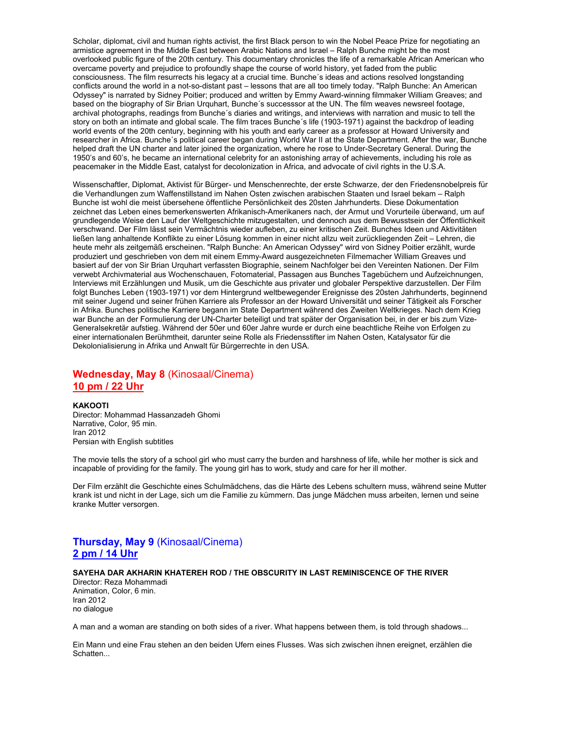Scholar, diplomat, civil and human rights activist, the first Black person to win the Nobel Peace Prize for negotiating an armistice agreement in the Middle East between Arabic Nations and Israel – Ralph Bunche might be the most overlooked public figure of the 20th century. This documentary chronicles the life of a remarkable African American who overcame poverty and prejudice to profoundly shape the course of world history, yet faded from the public consciousness. The film resurrects his legacy at a crucial time. Bunche´s ideas and actions resolved longstanding conflicts around the world in a not-so-distant past – lessons that are all too timely today. "Ralph Bunche: An American Odyssey" is narrated by Sidney Poitier; produced and written by Emmy Award-winning filmmaker William Greaves; and based on the biography of Sir Brian Urquhart, Bunche´s successsor at the UN. The film weaves newsreel footage, archival photographs, readings from Bunche´s diaries and writings, and interviews with narration and music to tell the story on both an intimate and global scale. The film traces Bunche´s life (1903-1971) against the backdrop of leading world events of the 20th century, beginning with his youth and early career as a professor at Howard University and researcher in Africa. Bunche´s political career began during World War II at the State Department. After the war, Bunche helped draft the UN charter and later joined the organization, where he rose to Under-Secretary General. During the 1950's and 60's, he became an international celebrity for an astonishing array of achievements, including his role as peacemaker in the Middle East, catalyst for decolonization in Africa, and advocate of civil rights in the U.S.A.

Wissenschaftler, Diplomat, Aktivist für Bürger- und Menschenrechte, der erste Schwarze, der den Friedensnobelpreis für die Verhandlungen zum Waffenstillstand im Nahen Osten zwischen arabischen Staaten und Israel bekam – Ralph Bunche ist wohl die meist übersehene öffentliche Persönlichkeit des 20sten Jahrhunderts. Diese Dokumentation zeichnet das Leben eines bemerkenswerten Afrikanisch-Amerikaners nach, der Armut und Vorurteile überwand, um auf grundlegende Weise den Lauf der Weltgeschichte mitzugestalten, und dennoch aus dem Bewusstsein der Öffentlichkeit verschwand. Der Film lässt sein Vermächtnis wieder aufleben, zu einer kritischen Zeit. Bunches Ideen und Aktivitäten ließen lang anhaltende Konflikte zu einer Lösung kommen in einer nicht allzu weit zurückliegenden Zeit – Lehren, die heute mehr als zeitgemäß erscheinen. "Ralph Bunche: An American Odyssey" wird von Sidney Poitier erzählt, wurde produziert und geschrieben von dem mit einem Emmy-Award ausgezeichneten Filmemacher William Greaves und basiert auf der von Sir Brian Urquhart verfassten Biographie, seinem Nachfolger bei den Vereinten Nationen. Der Film verwebt Archivmaterial aus Wochenschauen, Fotomaterial, Passagen aus Bunches Tagebüchern und Aufzeichnungen, Interviews mit Erzählungen und Musik, um die Geschichte aus privater und globaler Perspektive darzustellen. Der Film folgt Bunches Leben (1903-1971) vor dem Hintergrund weltbewegender Ereignisse des 20sten Jahrhunderts, beginnend mit seiner Jugend und seiner frühen Karriere als Professor an der Howard Universität und seiner Tätigkeit als Forscher in Afrika. Bunches politische Karriere begann im State Department während des Zweiten Weltkrieges. Nach dem Krieg war Bunche an der Formulierung der UN-Charter beteiligt und trat später der Organisation bei, in der er bis zum Vize-Generalsekretär aufstieg. Während der 50er und 60er Jahre wurde er durch eine beachtliche Reihe von Erfolgen zu einer internationalen Berühmtheit, darunter seine Rolle als Friedensstifter im Nahen Osten, Katalysator für die Dekolonialisierung in Afrika und Anwalt für Bürgerrechte in den USA.

## **Wednesday, May 8** (Kinosaal/Cinema) **10 pm / 22 Uhr**

**KAKOOTI**
Director: Mohammad Hassanzadeh Ghomi
Narrative, Color, 95 min.
Iran 2012
Persian with English subtitles

The movie tells the story of a school girl who must carry the burden and harshness of life, while her mother is sick and incapable of providing for the family. The young girl has to work, study and care for her ill mother.

Der Film erzählt die Geschichte eines Schulmädchens, das die Härte des Lebens schultern muss, während seine Mutter krank ist und nicht in der Lage, sich um die Familie zu kümmern. Das junge Mädchen muss arbeiten, lernen und seine kranke Mutter versorgen.

## **Thursday, May 9** (Kinosaal/Cinema) **2 pm / 14 Uhr**

**SAYEHA DAR AKHARIN KHATEREH ROD / THE OBSCURITY IN LAST REMINISCENCE OF THE RIVER**
Director: Reza Mohammadi
Animation, Color, 6 min.
Iran 2012
no dialogue

A man and a woman are standing on both sides of a river. What happens between them, is told through shadows...

Ein Mann und eine Frau stehen an den beiden Ufern eines Flusses. Was sich zwischen ihnen ereignet, erzählen die Schatten...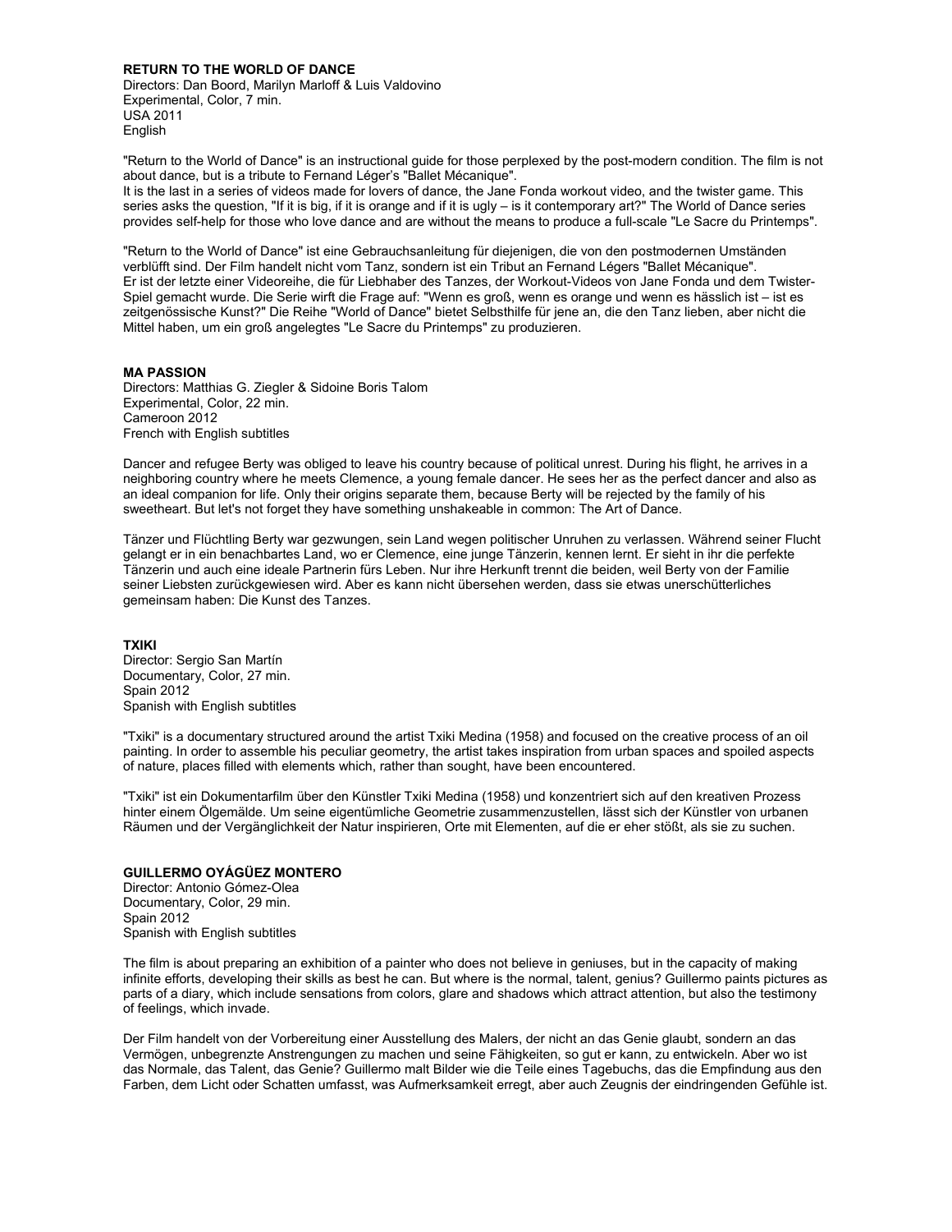**RETURN TO THE WORLD OF DANCE**
Directors: Dan Boord, Marilyn Marloff & Luis Valdovino
Experimental, Color, 7 min.
USA 2011
English

"Return to the World of Dance" is an instructional guide for those perplexed by the post-modern condition. The film is not about dance, but is a tribute to Fernand Léger's "Ballet Mécanique".
It is the last in a series of videos made for lovers of dance, the Jane Fonda workout video, and the twister game. This series asks the question, "If it is big, if it is orange and if it is ugly – is it contemporary art?" The World of Dance series provides self-help for those who love dance and are without the means to produce a full-scale "Le Sacre du Printemps".

"Return to the World of Dance" ist eine Gebrauchsanleitung für diejenigen, die von den postmodernen Umständen verblüfft sind. Der Film handelt nicht vom Tanz, sondern ist ein Tribut an Fernand Légers "Ballet Mécanique".
Er ist der letzte einer Videoreihe, die für Liebhaber des Tanzes, der Workout-Videos von Jane Fonda und dem Twister-Spiel gemacht wurde. Die Serie wirft die Frage auf: "Wenn es groß, wenn es orange und wenn es hässlich ist – ist es zeitgenössische Kunst?" Die Reihe "World of Dance" bietet Selbsthilfe für jene an, die den Tanz lieben, aber nicht die Mittel haben, um ein groß angelegtes "Le Sacre du Printemps" zu produzieren.

**MA PASSION**
Directors: Matthias G. Ziegler & Sidoine Boris Talom
Experimental, Color, 22 min.
Cameroon 2012
French with English subtitles

Dancer and refugee Berty was obliged to leave his country because of political unrest. During his flight, he arrives in a neighboring country where he meets Clemence, a young female dancer. He sees her as the perfect dancer and also as an ideal companion for life. Only their origins separate them, because Berty will be rejected by the family of his sweetheart. But let's not forget they have something unshakeable in common: The Art of Dance.

Tänzer und Flüchtling Berty war gezwungen, sein Land wegen politischer Unruhen zu verlassen. Während seiner Flucht gelangt er in ein benachbartes Land, wo er Clemence, eine junge Tänzerin, kennen lernt. Er sieht in ihr die perfekte Tänzerin und auch eine ideale Partnerin fürs Leben. Nur ihre Herkunft trennt die beiden, weil Berty von der Familie seiner Liebsten zurückgewiesen wird. Aber es kann nicht übersehen werden, dass sie etwas unerschütterliches gemeinsam haben: Die Kunst des Tanzes.

**TXIKI**
Director: Sergio San Martín
Documentary, Color, 27 min.
Spain 2012
Spanish with English subtitles

"Txiki" is a documentary structured around the artist Txiki Medina (1958) and focused on the creative process of an oil painting. In order to assemble his peculiar geometry, the artist takes inspiration from urban spaces and spoiled aspects of nature, places filled with elements which, rather than sought, have been encountered.

"Txiki" ist ein Dokumentarfilm über den Künstler Txiki Medina (1958) und konzentriert sich auf den kreativen Prozess hinter einem Ölgemälde. Um seine eigentümliche Geometrie zusammenzustellen, lässt sich der Künstler von urbanen Räumen und der Vergänglichkeit der Natur inspirieren, Orte mit Elementen, auf die er eher stößt, als sie zu suchen.

**GUILLERMO OYÁGÜEZ MONTERO**
Director: Antonio Gómez-Olea
Documentary, Color, 29 min.
Spain 2012
Spanish with English subtitles

The film is about preparing an exhibition of a painter who does not believe in geniuses, but in the capacity of making infinite efforts, developing their skills as best he can. But where is the normal, talent, genius? Guillermo paints pictures as parts of a diary, which include sensations from colors, glare and shadows which attract attention, but also the testimony of feelings, which invade.

Der Film handelt von der Vorbereitung einer Ausstellung des Malers, der nicht an das Genie glaubt, sondern an das Vermögen, unbegrenzte Anstrengungen zu machen und seine Fähigkeiten, so gut er kann, zu entwickeln. Aber wo ist das Normale, das Talent, das Genie? Guillermo malt Bilder wie die Teile eines Tagebuchs, das die Empfindung aus den Farben, dem Licht oder Schatten umfasst, was Aufmerksamkeit erregt, aber auch Zeugnis der eindringenden Gefühle ist.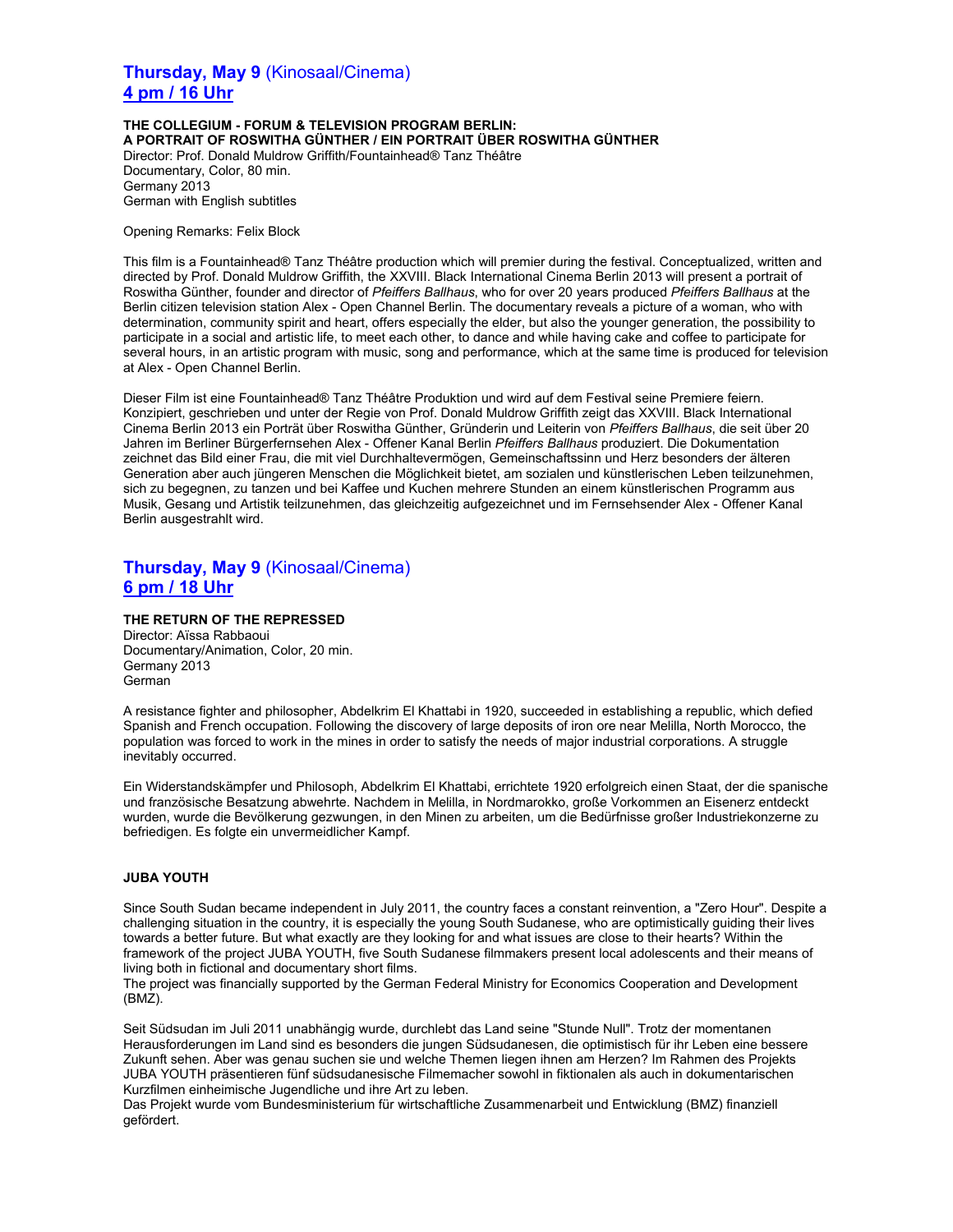## **Thursday, May 9** (Kinosaal/Cinema)
## **4 pm / 16 Uhr**

**THE COLLEGIUM - FORUM & TELEVISION PROGRAM BERLIN:**
**A PORTRAIT OF ROSWITHA GÜNTHER / EIN PORTRAIT ÜBER ROSWITHA GÜNTHER**
Director: Prof. Donald Muldrow Griffith/Fountainhead® Tanz Théâtre
Documentary, Color, 80 min.
Germany 2013
German with English subtitles

Opening Remarks: Felix Block

This film is a Fountainhead® Tanz Théâtre production which will premier during the festival. Conceptualized, written and directed by Prof. Donald Muldrow Griffith, the XXVIII. Black International Cinema Berlin 2013 will present a portrait of Roswitha Günther, founder and director of *Pfeiffers Ballhaus*, who for over 20 years produced *Pfeiffers Ballhaus* at the Berlin citizen television station Alex - Open Channel Berlin. The documentary reveals a picture of a woman, who with determination, community spirit and heart, offers especially the elder, but also the younger generation, the possibility to participate in a social and artistic life, to meet each other, to dance and while having cake and coffee to participate for several hours, in an artistic program with music, song and performance, which at the same time is produced for television at Alex - Open Channel Berlin.

Dieser Film ist eine Fountainhead® Tanz Théâtre Produktion und wird auf dem Festival seine Premiere feiern. Konzipiert, geschrieben und unter der Regie von Prof. Donald Muldrow Griffith zeigt das XXVIII. Black International Cinema Berlin 2013 ein Porträt über Roswitha Günther, Gründerin und Leiterin von *Pfeiffers Ballhaus*, die seit über 20 Jahren im Berliner Bürgerfernsehen Alex - Offener Kanal Berlin *Pfeiffers Ballhaus* produziert. Die Dokumentation zeichnet das Bild einer Frau, die mit viel Durchhaltevermögen, Gemeinschaftssinn und Herz besonders der älteren Generation aber auch jüngeren Menschen die Möglichkeit bietet, am sozialen und künstlerischen Leben teilzunehmen, sich zu begegnen, zu tanzen und bei Kaffee und Kuchen mehrere Stunden an einem künstlerischen Programm aus Musik, Gesang und Artistik teilzunehmen, das gleichzeitig aufgezeichnet und im Fernsehsender Alex - Offener Kanal Berlin ausgestrahlt wird.

## **Thursday, May 9** (Kinosaal/Cinema)
## **6 pm / 18 Uhr**

**THE RETURN OF THE REPRESSED**
Director: Aïssa Rabbaoui
Documentary/Animation, Color, 20 min.
Germany 2013
German

A resistance fighter and philosopher, Abdelkrim El Khattabi in 1920, succeeded in establishing a republic, which defied Spanish and French occupation. Following the discovery of large deposits of iron ore near Melilla, North Morocco, the population was forced to work in the mines in order to satisfy the needs of major industrial corporations. A struggle inevitably occurred.

Ein Widerstandskämpfer und Philosoph, Abdelkrim El Khattabi, errichtete 1920 erfolgreich einen Staat, der die spanische und französische Besatzung abwehrte. Nachdem in Melilla, in Nordmarokko, große Vorkommen an Eisenerz entdeckt wurden, wurde die Bevölkerung gezwungen, in den Minen zu arbeiten, um die Bedürfnisse großer Industriekonzerne zu befriedigen. Es folgte ein unvermeidlicher Kampf.

**JUBA YOUTH**

Since South Sudan became independent in July 2011, the country faces a constant reinvention, a "Zero Hour". Despite a challenging situation in the country, it is especially the young South Sudanese, who are optimistically guiding their lives towards a better future. But what exactly are they looking for and what issues are close to their hearts? Within the framework of the project JUBA YOUTH, five South Sudanese filmmakers present local adolescents and their means of living both in fictional and documentary short films.
The project was financially supported by the German Federal Ministry for Economics Cooperation and Development (BMZ).

Seit Südsudan im Juli 2011 unabhängig wurde, durchlebt das Land seine "Stunde Null". Trotz der momentanen Herausforderungen im Land sind es besonders die jungen Südsudanesen, die optimistisch für ihr Leben eine bessere Zukunft sehen. Aber was genau suchen sie und welche Themen liegen ihnen am Herzen? Im Rahmen des Projekts JUBA YOUTH präsentieren fünf südsudanesische Filmemacher sowohl in fiktionalen als auch in dokumentarischen Kurzfilmen einheimische Jugendliche und ihre Art zu leben.
Das Projekt wurde vom Bundesministerium für wirtschaftliche Zusammenarbeit und Entwicklung (BMZ) finanziell gefördert.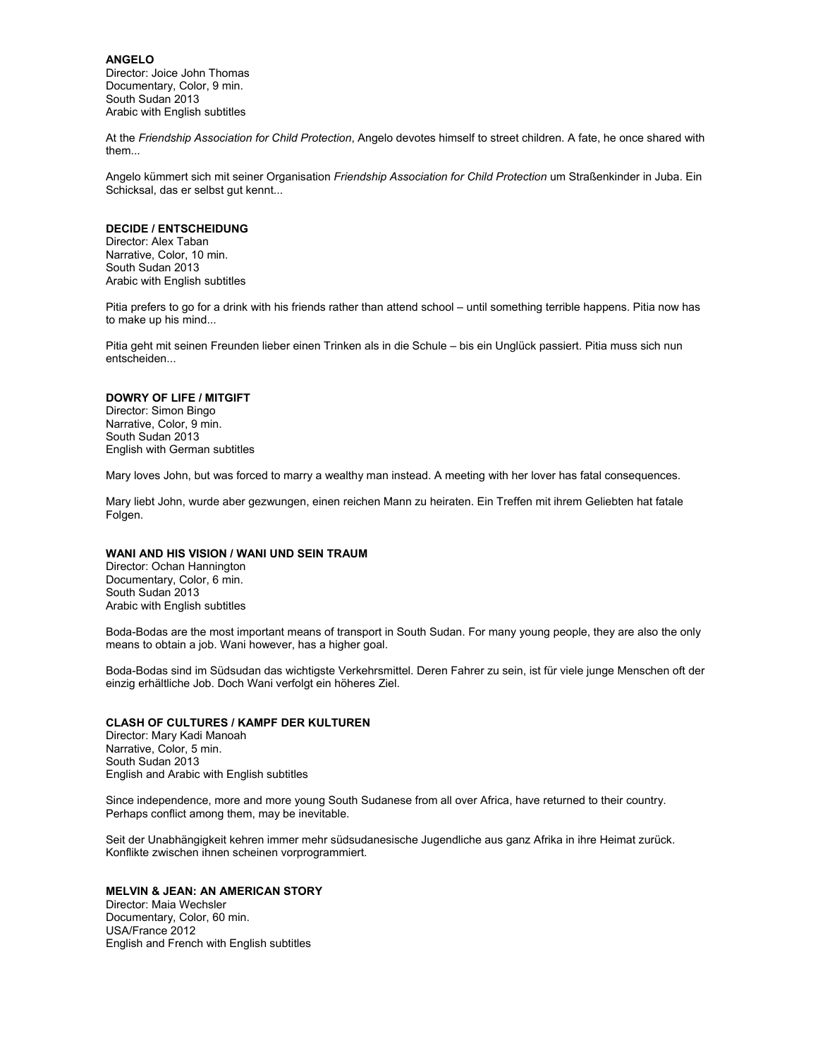**ANGELO**
Director: Joice John Thomas
Documentary, Color, 9 min.
South Sudan 2013
Arabic with English subtitles

At the *Friendship Association for Child Protection*, Angelo devotes himself to street children. A fate, he once shared with them...

Angelo kümmert sich mit seiner Organisation *Friendship Association for Child Protection* um Straßenkinder in Juba. Ein Schicksal, das er selbst gut kennt...

**DECIDE / ENTSCHEIDUNG**
Director: Alex Taban
Narrative, Color, 10 min.
South Sudan 2013
Arabic with English subtitles

Pitia prefers to go for a drink with his friends rather than attend school – until something terrible happens. Pitia now has to make up his mind...

Pitia geht mit seinen Freunden lieber einen Trinken als in die Schule – bis ein Unglück passiert. Pitia muss sich nun entscheiden...

**DOWRY OF LIFE / MITGIFT**
Director: Simon Bingo
Narrative, Color, 9 min.
South Sudan 2013
English with German subtitles

Mary loves John, but was forced to marry a wealthy man instead. A meeting with her lover has fatal consequences.

Mary liebt John, wurde aber gezwungen, einen reichen Mann zu heiraten. Ein Treffen mit ihrem Geliebten hat fatale Folgen.

**WANI AND HIS VISION / WANI UND SEIN TRAUM**
Director: Ochan Hannington
Documentary, Color, 6 min.
South Sudan 2013
Arabic with English subtitles

Boda-Bodas are the most important means of transport in South Sudan. For many young people, they are also the only means to obtain a job. Wani however, has a higher goal.

Boda-Bodas sind im Südsudan das wichtigste Verkehrsmittel. Deren Fahrer zu sein, ist für viele junge Menschen oft der einzig erhältliche Job. Doch Wani verfolgt ein höheres Ziel.

**CLASH OF CULTURES / KAMPF DER KULTUREN**
Director: Mary Kadi Manoah
Narrative, Color, 5 min.
South Sudan 2013
English and Arabic with English subtitles

Since independence, more and more young South Sudanese from all over Africa, have returned to their country. Perhaps conflict among them, may be inevitable.

Seit der Unabhängigkeit kehren immer mehr südsudanesische Jugendliche aus ganz Afrika in ihre Heimat zurück. Konflikte zwischen ihnen scheinen vorprogrammiert.

**MELVIN & JEAN: AN AMERICAN STORY**
Director: Maia Wechsler
Documentary, Color, 60 min.
USA/France 2012
English and French with English subtitles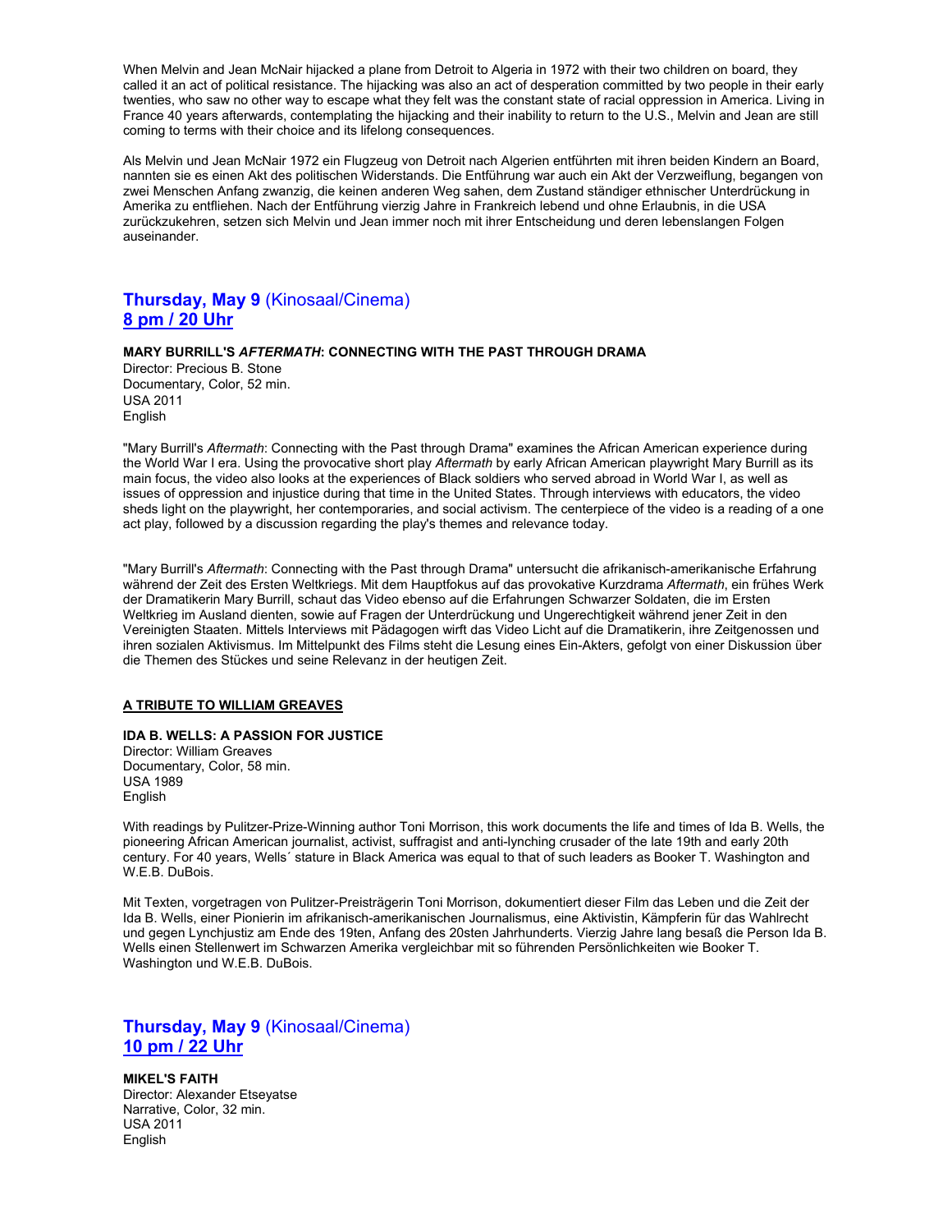When Melvin and Jean McNair hijacked a plane from Detroit to Algeria in 1972 with their two children on board, they called it an act of political resistance. The hijacking was also an act of desperation committed by two people in their early twenties, who saw no other way to escape what they felt was the constant state of racial oppression in America. Living in France 40 years afterwards, contemplating the hijacking and their inability to return to the U.S., Melvin and Jean are still coming to terms with their choice and its lifelong consequences.

Als Melvin und Jean McNair 1972 ein Flugzeug von Detroit nach Algerien entführten mit ihren beiden Kindern an Board, nannten sie es einen Akt des politischen Widerstands. Die Entführung war auch ein Akt der Verzweiflung, begangen von zwei Menschen Anfang zwanzig, die keinen anderen Weg sahen, dem Zustand ständiger ethnischer Unterdrückung in Amerika zu entfliehen. Nach der Entführung vierzig Jahre in Frankreich lebend und ohne Erlaubnis, in die USA zurückzukehren, setzen sich Melvin und Jean immer noch mit ihrer Entscheidung und deren lebenslangen Folgen auseinander.

## **Thursday, May 9** (Kinosaal/Cinema) **8 pm / 20 Uhr**

**MARY BURRILL'S *AFTERMATH*: CONNECTING WITH THE PAST THROUGH DRAMA**
Director: Precious B. Stone
Documentary, Color, 52 min.
USA 2011
English

"Mary Burrill's *Aftermath*: Connecting with the Past through Drama" examines the African American experience during the World War I era. Using the provocative short play *Aftermath* by early African American playwright Mary Burrill as its main focus, the video also looks at the experiences of Black soldiers who served abroad in World War I, as well as issues of oppression and injustice during that time in the United States. Through interviews with educators, the video sheds light on the playwright, her contemporaries, and social activism. The centerpiece of the video is a reading of a one act play, followed by a discussion regarding the play's themes and relevance today.

"Mary Burrill's *Aftermath*: Connecting with the Past through Drama" untersucht die afrikanisch-amerikanische Erfahrung während der Zeit des Ersten Weltkriegs. Mit dem Hauptfokus auf das provokative Kurzdrama *Aftermath*, ein frühes Werk der Dramatikerin Mary Burrill, schaut das Video ebenso auf die Erfahrungen Schwarzer Soldaten, die im Ersten Weltkrieg im Ausland dienten, sowie auf Fragen der Unterdrückung und Ungerechtigkeit während jener Zeit in den Vereinigten Staaten. Mittels Interviews mit Pädagogen wirft das Video Licht auf die Dramatikerin, ihre Zeitgenossen und ihren sozialen Aktivismus. Im Mittelpunkt des Films steht die Lesung eines Ein-Akters, gefolgt von einer Diskussion über die Themen des Stückes und seine Relevanz in der heutigen Zeit.

**A TRIBUTE TO WILLIAM GREAVES**

**IDA B. WELLS: A PASSION FOR JUSTICE**
Director: William Greaves
Documentary, Color, 58 min.
USA 1989
English

With readings by Pulitzer-Prize-Winning author Toni Morrison, this work documents the life and times of Ida B. Wells, the pioneering African American journalist, activist, suffragist and anti-lynching crusader of the late 19th and early 20th century. For 40 years, Wells´ stature in Black America was equal to that of such leaders as Booker T. Washington and W.E.B. DuBois.

Mit Texten, vorgetragen von Pulitzer-Preisträgerin Toni Morrison, dokumentiert dieser Film das Leben und die Zeit der Ida B. Wells, einer Pionierin im afrikanisch-amerikanischen Journalismus, eine Aktivistin, Kämpferin für das Wahlrecht und gegen Lynchjustiz am Ende des 19ten, Anfang des 20sten Jahrhunderts. Vierzig Jahre lang besaß die Person Ida B. Wells einen Stellenwert im Schwarzen Amerika vergleichbar mit so führenden Persönlichkeiten wie Booker T. Washington und W.E.B. DuBois.

## **Thursday, May 9** (Kinosaal/Cinema) **10 pm / 22 Uhr**

**MIKEL'S FAITH**
Director: Alexander Etseyatse
Narrative, Color, 32 min.
USA 2011
English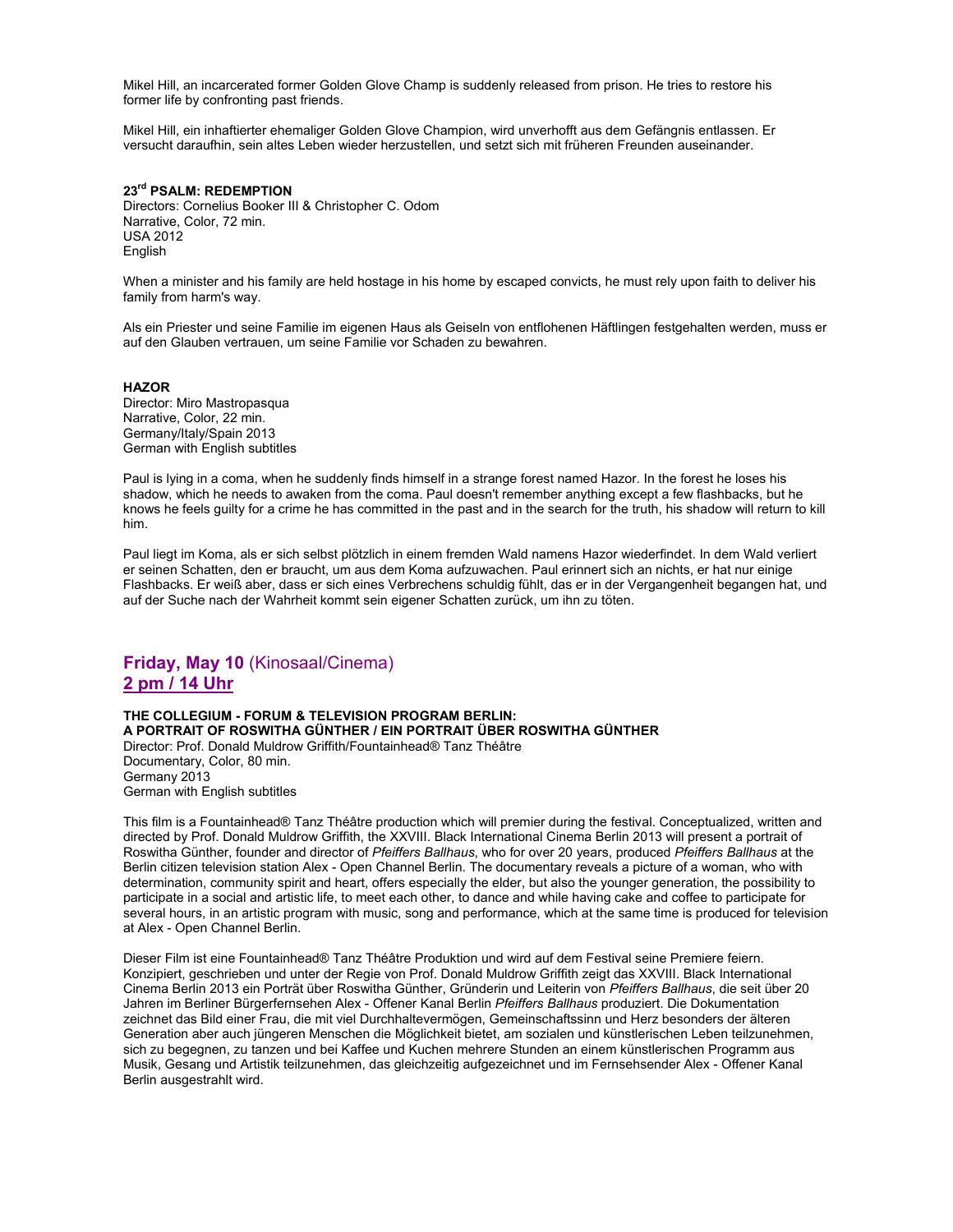Mikel Hill, an incarcerated former Golden Glove Champ is suddenly released from prison. He tries to restore his former life by confronting past friends.

Mikel Hill, ein inhaftierter ehemaliger Golden Glove Champion, wird unverhofft aus dem Gefängnis entlassen. Er versucht daraufhin, sein altes Leben wieder herzustellen, und setzt sich mit früheren Freunden auseinander.

**23rd PSALM: REDEMPTION**
Directors: Cornelius Booker III & Christopher C. Odom
Narrative, Color, 72 min.
USA 2012
English

When a minister and his family are held hostage in his home by escaped convicts, he must rely upon faith to deliver his family from harm's way.

Als ein Priester und seine Familie im eigenen Haus als Geiseln von entflohenen Häftlingen festgehalten werden, muss er auf den Glauben vertrauen, um seine Familie vor Schaden zu bewahren.

**HAZOR**
Director: Miro Mastropasqua
Narrative, Color, 22 min.
Germany/Italy/Spain 2013
German with English subtitles

Paul is lying in a coma, when he suddenly finds himself in a strange forest named Hazor. In the forest he loses his shadow, which he needs to awaken from the coma. Paul doesn't remember anything except a few flashbacks, but he knows he feels guilty for a crime he has committed in the past and in the search for the truth, his shadow will return to kill him.

Paul liegt im Koma, als er sich selbst plötzlich in einem fremden Wald namens Hazor wiederfindet. In dem Wald verliert er seinen Schatten, den er braucht, um aus dem Koma aufzuwachen. Paul erinnert sich an nichts, er hat nur einige Flashbacks. Er weiß aber, dass er sich eines Verbrechens schuldig fühlt, das er in der Vergangenheit begangen hat, und auf der Suche nach der Wahrheit kommt sein eigener Schatten zurück, um ihn zu töten.

## **Friday, May 10** (Kinosaal/Cinema)
## **2 pm / 14 Uhr**

**THE COLLEGIUM - FORUM & TELEVISION PROGRAM BERLIN:**
**A PORTRAIT OF ROSWITHA GÜNTHER / EIN PORTRAIT ÜBER ROSWITHA GÜNTHER**
Director: Prof. Donald Muldrow Griffith/Fountainhead® Tanz Théâtre
Documentary, Color, 80 min.
Germany 2013
German with English subtitles

This film is a Fountainhead® Tanz Théâtre production which will premier during the festival. Conceptualized, written and directed by Prof. Donald Muldrow Griffith, the XXVIII. Black International Cinema Berlin 2013 will present a portrait of Roswitha Günther, founder and director of *Pfeiffers Ballhaus*, who for over 20 years, produced *Pfeiffers Ballhaus* at the Berlin citizen television station Alex - Open Channel Berlin. The documentary reveals a picture of a woman, who with determination, community spirit and heart, offers especially the elder, but also the younger generation, the possibility to participate in a social and artistic life, to meet each other, to dance and while having cake and coffee to participate for several hours, in an artistic program with music, song and performance, which at the same time is produced for television at Alex - Open Channel Berlin.

Dieser Film ist eine Fountainhead® Tanz Théâtre Produktion und wird auf dem Festival seine Premiere feiern. Konzipiert, geschrieben und unter der Regie von Prof. Donald Muldrow Griffith zeigt das XXVIII. Black International Cinema Berlin 2013 ein Porträt über Roswitha Günther, Gründerin und Leiterin von *Pfeiffers Ballhaus*, die seit über 20 Jahren im Berliner Bürgerfernsehen Alex - Offener Kanal Berlin *Pfeiffers Ballhaus* produziert. Die Dokumentation zeichnet das Bild einer Frau, die mit viel Durchhaltevermögen, Gemeinschaftssinn und Herz besonders der älteren Generation aber auch jüngeren Menschen die Möglichkeit bietet, am sozialen und künstlerischen Leben teilzunehmen, sich zu begegnen, zu tanzen und bei Kaffee und Kuchen mehrere Stunden an einem künstlerischen Programm aus Musik, Gesang und Artistik teilzunehmen, das gleichzeitig aufgezeichnet und im Fernsehsender Alex - Offener Kanal Berlin ausgestrahlt wird.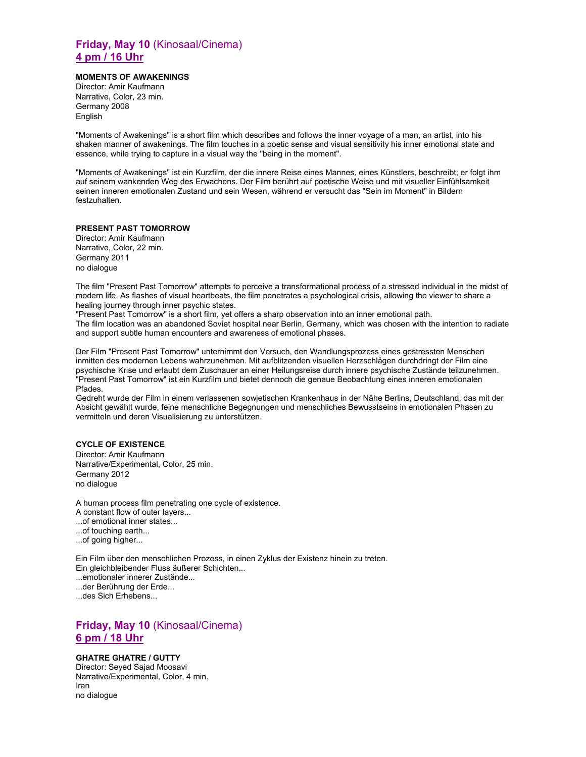## **Friday, May 10** (Kinosaal/Cinema)
## **4 pm / 16 Uhr**

**MOMENTS OF AWAKENINGS**
Director: Amir Kaufmann
Narrative, Color, 23 min.
Germany 2008
English

"Moments of Awakenings" is a short film which describes and follows the inner voyage of a man, an artist, into his shaken manner of awakenings. The film touches in a poetic sense and visual sensitivity his inner emotional state and essence, while trying to capture in a visual way the "being in the moment".

"Moments of Awakenings" ist ein Kurzfilm, der die innere Reise eines Mannes, eines Künstlers, beschreibt; er folgt ihm auf seinem wankenden Weg des Erwachens. Der Film berührt auf poetische Weise und mit visueller Einfühlsamkeit seinen inneren emotionalen Zustand und sein Wesen, während er versucht das "Sein im Moment" in Bildern festzuhalten.

**PRESENT PAST TOMORROW**
Director: Amir Kaufmann
Narrative, Color, 22 min.
Germany 2011
no dialogue

The film "Present Past Tomorrow" attempts to perceive a transformational process of a stressed individual in the midst of modern life. As flashes of visual heartbeats, the film penetrates a psychological crisis, allowing the viewer to share a healing journey through inner psychic states.
"Present Past Tomorrow" is a short film, yet offers a sharp observation into an inner emotional path.
The film location was an abandoned Soviet hospital near Berlin, Germany, which was chosen with the intention to radiate and support subtle human encounters and awareness of emotional phases.

Der Film "Present Past Tomorrow" unternimmt den Versuch, den Wandlungsprozess eines gestressten Menschen inmitten des modernen Lebens wahrzunehmen. Mit aufblitzenden visuellen Herzschlägen durchdringt der Film eine psychische Krise und erlaubt dem Zuschauer an einer Heilungsreise durch innere psychische Zustände teilzunehmen.
"Present Past Tomorrow" ist ein Kurzfilm und bietet dennoch die genaue Beobachtung eines inneren emotionalen Pfades.
Gedreht wurde der Film in einem verlassenen sowjetischen Krankenhaus in der Nähe Berlins, Deutschland, das mit der Absicht gewählt wurde, feine menschliche Begegnungen und menschliches Bewusstseins in emotionalen Phasen zu vermitteln und deren Visualisierung zu unterstützen.

**CYCLE OF EXISTENCE**
Director: Amir Kaufmann
Narrative/Experimental, Color, 25 min.
Germany 2012
no dialogue

A human process film penetrating one cycle of existence.
A constant flow of outer layers...
...of emotional inner states...
...of touching earth...
...of going higher...

Ein Film über den menschlichen Prozess, in einen Zyklus der Existenz hinein zu treten.
Ein gleichbleibender Fluss äußerer Schichten...
...emotionaler innerer Zustände...
...der Berührung der Erde...
...des Sich Erhebens...

## **Friday, May 10** (Kinosaal/Cinema)
## **6 pm / 18 Uhr**

**GHATRE GHATRE / GUTTY**
Director: Seyed Sajad Moosavi
Narrative/Experimental, Color, 4 min.
Iran
no dialogue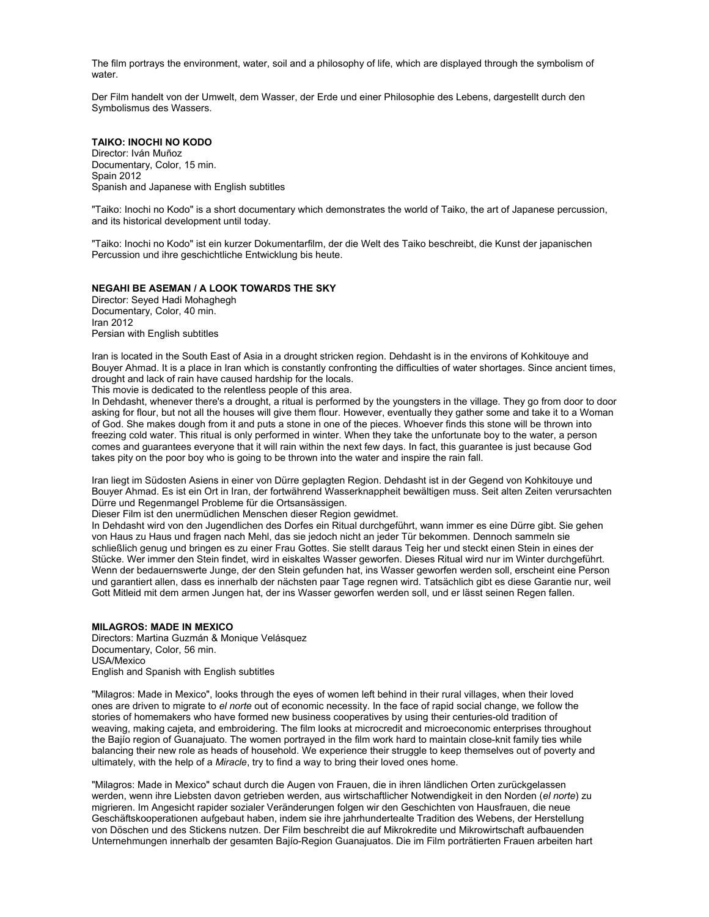The film portrays the environment, water, soil and a philosophy of life, which are displayed through the symbolism of water.

Der Film handelt von der Umwelt, dem Wasser, der Erde und einer Philosophie des Lebens, dargestellt durch den Symbolismus des Wassers.

**TAIKO: INOCHI NO KODO**
Director: Iván Muñoz
Documentary, Color, 15 min.
Spain 2012
Spanish and Japanese with English subtitles

"Taiko: Inochi no Kodo" is a short documentary which demonstrates the world of Taiko, the art of Japanese percussion, and its historical development until today.

"Taiko: Inochi no Kodo" ist ein kurzer Dokumentarfilm, der die Welt des Taiko beschreibt, die Kunst der japanischen Percussion und ihre geschichtliche Entwicklung bis heute.

**NEGAHI BE ASEMAN / A LOOK TOWARDS THE SKY**
Director: Seyed Hadi Mohaghegh
Documentary, Color, 40 min.
Iran 2012
Persian with English subtitles

Iran is located in the South East of Asia in a drought stricken region. Dehdasht is in the environs of Kohkitouye and Bouyer Ahmad. It is a place in Iran which is constantly confronting the difficulties of water shortages. Since ancient times, drought and lack of rain have caused hardship for the locals.
This movie is dedicated to the relentless people of this area.
In Dehdasht, whenever there's a drought, a ritual is performed by the youngsters in the village. They go from door to door asking for flour, but not all the houses will give them flour. However, eventually they gather some and take it to a Woman of God. She makes dough from it and puts a stone in one of the pieces. Whoever finds this stone will be thrown into freezing cold water. This ritual is only performed in winter. When they take the unfortunate boy to the water, a person comes and guarantees everyone that it will rain within the next few days. In fact, this guarantee is just because God takes pity on the poor boy who is going to be thrown into the water and inspire the rain fall.

Iran liegt im Südosten Asiens in einer von Dürre geplagten Region. Dehdasht ist in der Gegend von Kohkitouye und Bouyer Ahmad. Es ist ein Ort in Iran, der fortwährend Wasserknappheit bewältigen muss. Seit alten Zeiten verursachten Dürre und Regenmangel Probleme für die Ortsansässigen.
Dieser Film ist den unermüdlichen Menschen dieser Region gewidmet.
In Dehdasht wird von den Jugendlichen des Dorfes ein Ritual durchgeführt, wann immer es eine Dürre gibt. Sie gehen von Haus zu Haus und fragen nach Mehl, das sie jedoch nicht an jeder Tür bekommen. Dennoch sammeln sie schließlich genug und bringen es zu einer Frau Gottes. Sie stellt daraus Teig her und steckt einen Stein in eines der Stücke. Wer immer den Stein findet, wird in eiskaltes Wasser geworfen. Dieses Ritual wird nur im Winter durchgeführt. Wenn der bedauernswerte Junge, der den Stein gefunden hat, ins Wasser geworfen werden soll, erscheint eine Person und garantiert allen, dass es innerhalb der nächsten paar Tage regnen wird. Tatsächlich gibt es diese Garantie nur, weil Gott Mitleid mit dem armen Jungen hat, der ins Wasser geworfen werden soll, und er lässt seinen Regen fallen.

**MILAGROS: MADE IN MEXICO**
Directors: Martina Guzmán & Monique Velásquez
Documentary, Color, 56 min.
USA/Mexico
English and Spanish with English subtitles

"Milagros: Made in Mexico", looks through the eyes of women left behind in their rural villages, when their loved ones are driven to migrate to *el norte* out of economic necessity. In the face of rapid social change, we follow the stories of homemakers who have formed new business cooperatives by using their centuries-old tradition of weaving, making cajeta, and embroidering. The film looks at microcredit and microeconomic enterprises throughout the Bajío region of Guanajuato. The women portrayed in the film work hard to maintain close-knit family ties while balancing their new role as heads of household. We experience their struggle to keep themselves out of poverty and ultimately, with the help of a *Miracle*, try to find a way to bring their loved ones home.

"Milagros: Made in Mexico" schaut durch die Augen von Frauen, die in ihren ländlichen Orten zurückgelassen werden, wenn ihre Liebsten davon getrieben werden, aus wirtschaftlicher Notwendigkeit in den Norden (*el norte*) zu migrieren. Im Angesicht rapider sozialer Veränderungen folgen wir den Geschichten von Hausfrauen, die neue Geschäftskooperationen aufgebaut haben, indem sie ihre jahrhundertealte Tradition des Webens, der Herstellung von Döschen und des Stickens nutzen. Der Film beschreibt die auf Mikrokredite und Mikrowirtschaft aufbauenden Unternehmungen innerhalb der gesamten Bajío-Region Guanajuatos. Die im Film porträtierten Frauen arbeiten hart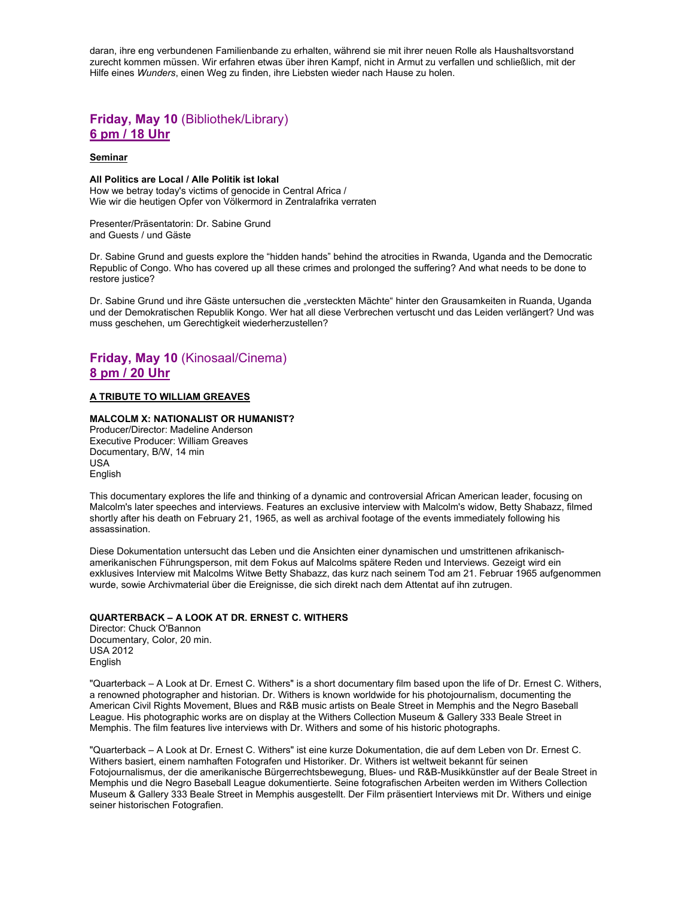daran, ihre eng verbundenen Familienbande zu erhalten, während sie mit ihrer neuen Rolle als Haushaltsvorstand zurecht kommen müssen. Wir erfahren etwas über ihren Kampf, nicht in Armut zu verfallen und schließlich, mit der Hilfe eines *Wunders*, einen Weg zu finden, ihre Liebsten wieder nach Hause zu holen.

## **Friday, May 10** (Bibliothek/Library)
## **6 pm / 18 Uhr**

**Seminar**

**All Politics are Local / Alle Politik ist lokal**
How we betray today's victims of genocide in Central Africa /
Wie wir die heutigen Opfer von Völkermord in Zentralafrika verraten

Presenter/Präsentatorin: Dr. Sabine Grund
and Guests / und Gäste

Dr. Sabine Grund and guests explore the "hidden hands" behind the atrocities in Rwanda, Uganda and the Democratic Republic of Congo. Who has covered up all these crimes and prolonged the suffering? And what needs to be done to restore justice?

Dr. Sabine Grund und ihre Gäste untersuchen die „versteckten Mächte" hinter den Grausamkeiten in Ruanda, Uganda und der Demokratischen Republik Kongo. Wer hat all diese Verbrechen vertuscht und das Leiden verlängert? Und was muss geschehen, um Gerechtigkeit wiederherzustellen?

## **Friday, May 10** (Kinosaal/Cinema)
## **8 pm / 20 Uhr**

**A TRIBUTE TO WILLIAM GREAVES**

**MALCOLM X: NATIONALIST OR HUMANIST?**
Producer/Director: Madeline Anderson
Executive Producer: William Greaves
Documentary, B/W, 14 min
USA
English

This documentary explores the life and thinking of a dynamic and controversial African American leader, focusing on Malcolm's later speeches and interviews. Features an exclusive interview with Malcolm's widow, Betty Shabazz, filmed shortly after his death on February 21, 1965, as well as archival footage of the events immediately following his assassination.

Diese Dokumentation untersucht das Leben und die Ansichten einer dynamischen und umstrittenen afrikanisch-amerikanischen Führungsperson, mit dem Fokus auf Malcolms spätere Reden und Interviews. Gezeigt wird ein exklusives Interview mit Malcolms Witwe Betty Shabazz, das kurz nach seinem Tod am 21. Februar 1965 aufgenommen wurde, sowie Archivmaterial über die Ereignisse, die sich direkt nach dem Attentat auf ihn zutrugen.

**QUARTERBACK – A LOOK AT DR. ERNEST C. WITHERS**
Director: Chuck O'Bannon
Documentary, Color, 20 min.
USA 2012
English

"Quarterback – A Look at Dr. Ernest C. Withers" is a short documentary film based upon the life of Dr. Ernest C. Withers, a renowned photographer and historian. Dr. Withers is known worldwide for his photojournalism, documenting the American Civil Rights Movement, Blues and R&B music artists on Beale Street in Memphis and the Negro Baseball League. His photographic works are on display at the Withers Collection Museum & Gallery 333 Beale Street in Memphis. The film features live interviews with Dr. Withers and some of his historic photographs.

"Quarterback – A Look at Dr. Ernest C. Withers" ist eine kurze Dokumentation, die auf dem Leben von Dr. Ernest C. Withers basiert, einem namhaften Fotografen und Historiker. Dr. Withers ist weltweit bekannt für seinen Fotojournalismus, der die amerikanische Bürgerrechtsbewegung, Blues- und R&B-Musikkünstler auf der Beale Street in Memphis und die Negro Baseball League dokumentierte. Seine fotografischen Arbeiten werden im Withers Collection Museum & Gallery 333 Beale Street in Memphis ausgestellt. Der Film präsentiert Interviews mit Dr. Withers und einige seiner historischen Fotografien.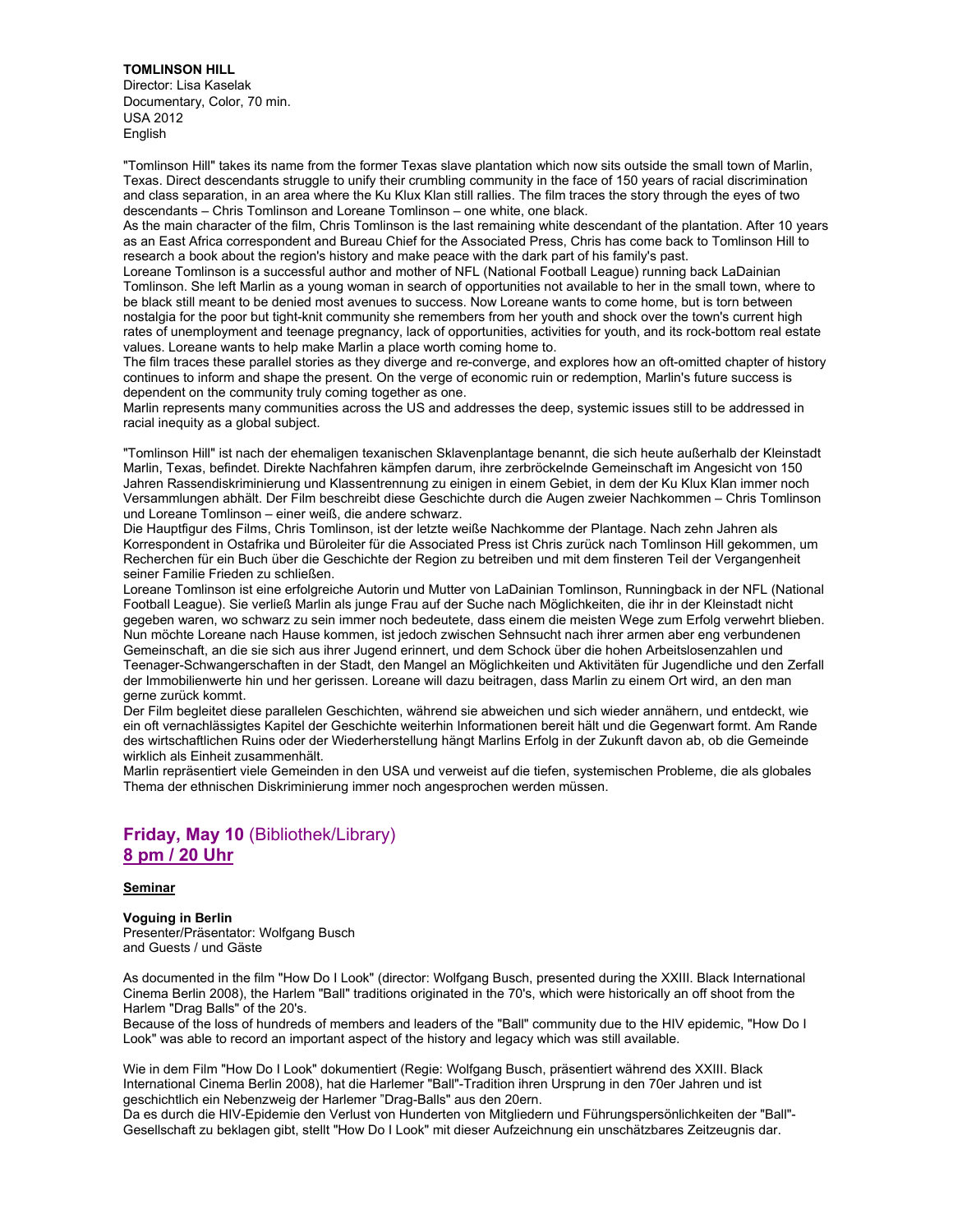**TOMLINSON HILL**
Director: Lisa Kaselak
Documentary, Color, 70 min.
USA 2012
English

"Tomlinson Hill" takes its name from the former Texas slave plantation which now sits outside the small town of Marlin, Texas. Direct descendants struggle to unify their crumbling community in the face of 150 years of racial discrimination and class separation, in an area where the Ku Klux Klan still rallies. The film traces the story through the eyes of two descendants – Chris Tomlinson and Loreane Tomlinson – one white, one black.
As the main character of the film, Chris Tomlinson is the last remaining white descendant of the plantation. After 10 years as an East Africa correspondent and Bureau Chief for the Associated Press, Chris has come back to Tomlinson Hill to research a book about the region's history and make peace with the dark part of his family's past.
Loreane Tomlinson is a successful author and mother of NFL (National Football League) running back LaDainian Tomlinson. She left Marlin as a young woman in search of opportunities not available to her in the small town, where to be black still meant to be denied most avenues to success. Now Loreane wants to come home, but is torn between nostalgia for the poor but tight-knit community she remembers from her youth and shock over the town's current high rates of unemployment and teenage pregnancy, lack of opportunities, activities for youth, and its rock-bottom real estate values. Loreane wants to help make Marlin a place worth coming home to.
The film traces these parallel stories as they diverge and re-converge, and explores how an oft-omitted chapter of history continues to inform and shape the present. On the verge of economic ruin or redemption, Marlin's future success is dependent on the community truly coming together as one.
Marlin represents many communities across the US and addresses the deep, systemic issues still to be addressed in racial inequity as a global subject.

"Tomlinson Hill" ist nach der ehemaligen texanischen Sklavenplantage benannt, die sich heute außerhalb der Kleinstadt Marlin, Texas, befindet. Direkte Nachfahren kämpfen darum, ihre zerbröckelnde Gemeinschaft im Angesicht von 150 Jahren Rassendiskriminierung und Klassentrennung zu einigen in einem Gebiet, in dem der Ku Klux Klan immer noch Versammlungen abhält. Der Film beschreibt diese Geschichte durch die Augen zweier Nachkommen – Chris Tomlinson und Loreane Tomlinson – einer weiß, die andere schwarz.
Die Hauptfigur des Films, Chris Tomlinson, ist der letzte weiße Nachkomme der Plantage. Nach zehn Jahren als Korrespondent in Ostafrika und Büroleiter für die Associated Press ist Chris zurück nach Tomlinson Hill gekommen, um Recherchen für ein Buch über die Geschichte der Region zu betreiben und mit dem finsteren Teil der Vergangenheit seiner Familie Frieden zu schließen.
Loreane Tomlinson ist eine erfolgreiche Autorin und Mutter von LaDainian Tomlinson, Runningback in der NFL (National Football League). Sie verließ Marlin als junge Frau auf der Suche nach Möglichkeiten, die ihr in der Kleinstadt nicht gegeben waren, wo schwarz zu sein immer noch bedeutete, dass einem die meisten Wege zum Erfolg verwehrt blieben. Nun möchte Loreane nach Hause kommen, ist jedoch zwischen Sehnsucht nach ihrer armen aber eng verbundenen Gemeinschaft, an die sie sich aus ihrer Jugend erinnert, und dem Schock über die hohen Arbeitslosenzahlen und Teenager-Schwangerschaften in der Stadt, den Mangel an Möglichkeiten und Aktivitäten für Jugendliche und den Zerfall der Immobilienwerte hin und her gerissen. Loreane will dazu beitragen, dass Marlin zu einem Ort wird, an den man gerne zurück kommt.
Der Film begleitet diese parallelen Geschichten, während sie abweichen und sich wieder annähern, und entdeckt, wie ein oft vernachlässigtes Kapitel der Geschichte weiterhin Informationen bereit hält und die Gegenwart formt. Am Rande des wirtschaftlichen Ruins oder der Wiederherstellung hängt Marlins Erfolg in der Zukunft davon ab, ob die Gemeinde wirklich als Einheit zusammenhält.
Marlin repräsentiert viele Gemeinden in den USA und verweist auf die tiefen, systemischen Probleme, die als globales Thema der ethnischen Diskriminierung immer noch angesprochen werden müssen.

## **Friday, May 10** (Bibliothek/Library)
## 8 pm / 20 Uhr

**Seminar**

**Voguing in Berlin**
Presenter/Präsentator: Wolfgang Busch
and Guests / und Gäste

As documented in the film "How Do I Look" (director: Wolfgang Busch, presented during the XXIII. Black International Cinema Berlin 2008), the Harlem "Ball" traditions originated in the 70's, which were historically an off shoot from the Harlem "Drag Balls" of the 20's.
Because of the loss of hundreds of members and leaders of the "Ball" community due to the HIV epidemic, "How Do I Look" was able to record an important aspect of the history and legacy which was still available.

Wie in dem Film "How Do I Look" dokumentiert (Regie: Wolfgang Busch, präsentiert während des XXIII. Black International Cinema Berlin 2008), hat die Harlemer "Ball"-Tradition ihren Ursprung in den 70er Jahren und ist geschichtlich ein Nebenzweig der Harlemer "Drag-Balls" aus den 20ern.
Da es durch die HIV-Epidemie den Verlust von Hunderten von Mitgliedern und Führungspersönlichkeiten der "Ball"-Gesellschaft zu beklagen gibt, stellt "How Do I Look" mit dieser Aufzeichnung ein unschätzbares Zeitzeugnis dar.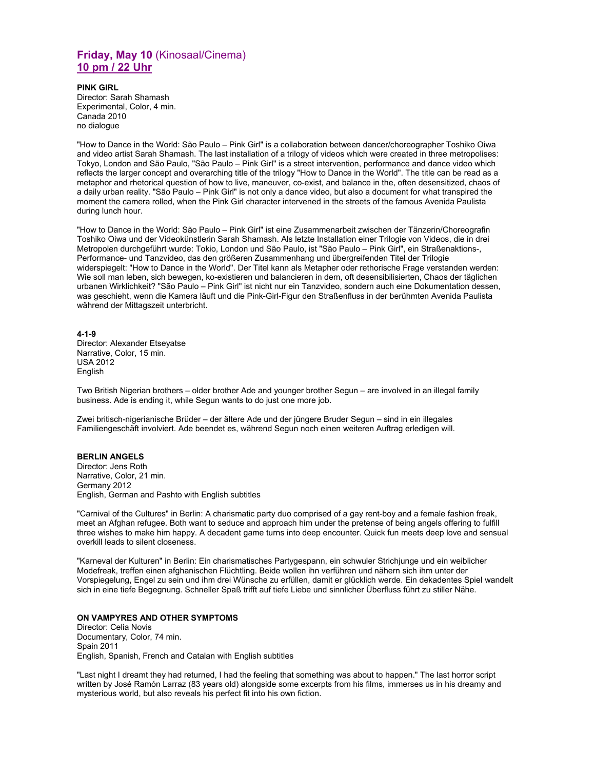## **Friday, May 10** (Kinosaal/Cinema)
## **10 pm / 22 Uhr**

**PINK GIRL**
Director: Sarah Shamash
Experimental, Color, 4 min.
Canada 2010
no dialogue

"How to Dance in the World: São Paulo – Pink Girl" is a collaboration between dancer/choreographer Toshiko Oiwa and video artist Sarah Shamash. The last installation of a trilogy of videos which were created in three metropolises: Tokyo, London and São Paulo, "São Paulo – Pink Girl" is a street intervention, performance and dance video which reflects the larger concept and overarching title of the trilogy "How to Dance in the World". The title can be read as a metaphor and rhetorical question of how to live, maneuver, co-exist, and balance in the, often desensitized, chaos of a daily urban reality. "São Paulo – Pink Girl" is not only a dance video, but also a document for what transpired the moment the camera rolled, when the Pink Girl character intervened in the streets of the famous Avenida Paulista during lunch hour.

"How to Dance in the World: São Paulo – Pink Girl" ist eine Zusammenarbeit zwischen der Tänzerin/Choreografin Toshiko Oiwa und der Videokünstlerin Sarah Shamash. Als letzte Installation einer Trilogie von Videos, die in drei Metropolen durchgeführt wurde: Tokio, London und São Paulo, ist "São Paulo – Pink Girl", ein Straßenaktions-, Performance- und Tanzvideo, das den größeren Zusammenhang und übergreifenden Titel der Trilogie widerspiegelt: "How to Dance in the World". Der Titel kann als Metapher oder rethorische Frage verstanden werden: Wie soll man leben, sich bewegen, ko-existieren und balancieren in dem, oft desensibilisierten, Chaos der täglichen urbanen Wirklichkeit? "São Paulo – Pink Girl" ist nicht nur ein Tanzvideo, sondern auch eine Dokumentation dessen, was geschieht, wenn die Kamera läuft und die Pink-Girl-Figur den Straßenfluss in der berühmten Avenida Paulista während der Mittagszeit unterbricht.

**4-1-9**
Director: Alexander Etseyatse
Narrative, Color, 15 min.
USA 2012
English

Two British Nigerian brothers – older brother Ade and younger brother Segun – are involved in an illegal family business. Ade is ending it, while Segun wants to do just one more job.

Zwei britisch-nigerianische Brüder – der ältere Ade und der jüngere Bruder Segun – sind in ein illegales Familiengeschäft involviert. Ade beendet es, während Segun noch einen weiteren Auftrag erledigen will.

**BERLIN ANGELS**
Director: Jens Roth
Narrative, Color, 21 min.
Germany 2012
English, German and Pashto with English subtitles

"Carnival of the Cultures" in Berlin: A charismatic party duo comprised of a gay rent-boy and a female fashion freak, meet an Afghan refugee. Both want to seduce and approach him under the pretense of being angels offering to fulfill three wishes to make him happy. A decadent game turns into deep encounter. Quick fun meets deep love and sensual overkill leads to silent closeness.

"Karneval der Kulturen" in Berlin: Ein charismatisches Partygespann, ein schwuler Strichjunge und ein weiblicher Modefreak, treffen einen afghanischen Flüchtling. Beide wollen ihn verführen und nähern sich ihm unter der Vorspiegelung, Engel zu sein und ihm drei Wünsche zu erfüllen, damit er glücklich werde. Ein dekadentes Spiel wandelt sich in eine tiefe Begegnung. Schneller Spaß trifft auf tiefe Liebe und sinnlicher Überfluss führt zu stiller Nähe.

**ON VAMPYRES AND OTHER SYMPTOMS**
Director: Celia Novis
Documentary, Color, 74 min.
Spain 2011
English, Spanish, French and Catalan with English subtitles

"Last night I dreamt they had returned, I had the feeling that something was about to happen." The last horror script written by José Ramón Larraz (83 years old) alongside some excerpts from his films, immerses us in his dreamy and mysterious world, but also reveals his perfect fit into his own fiction.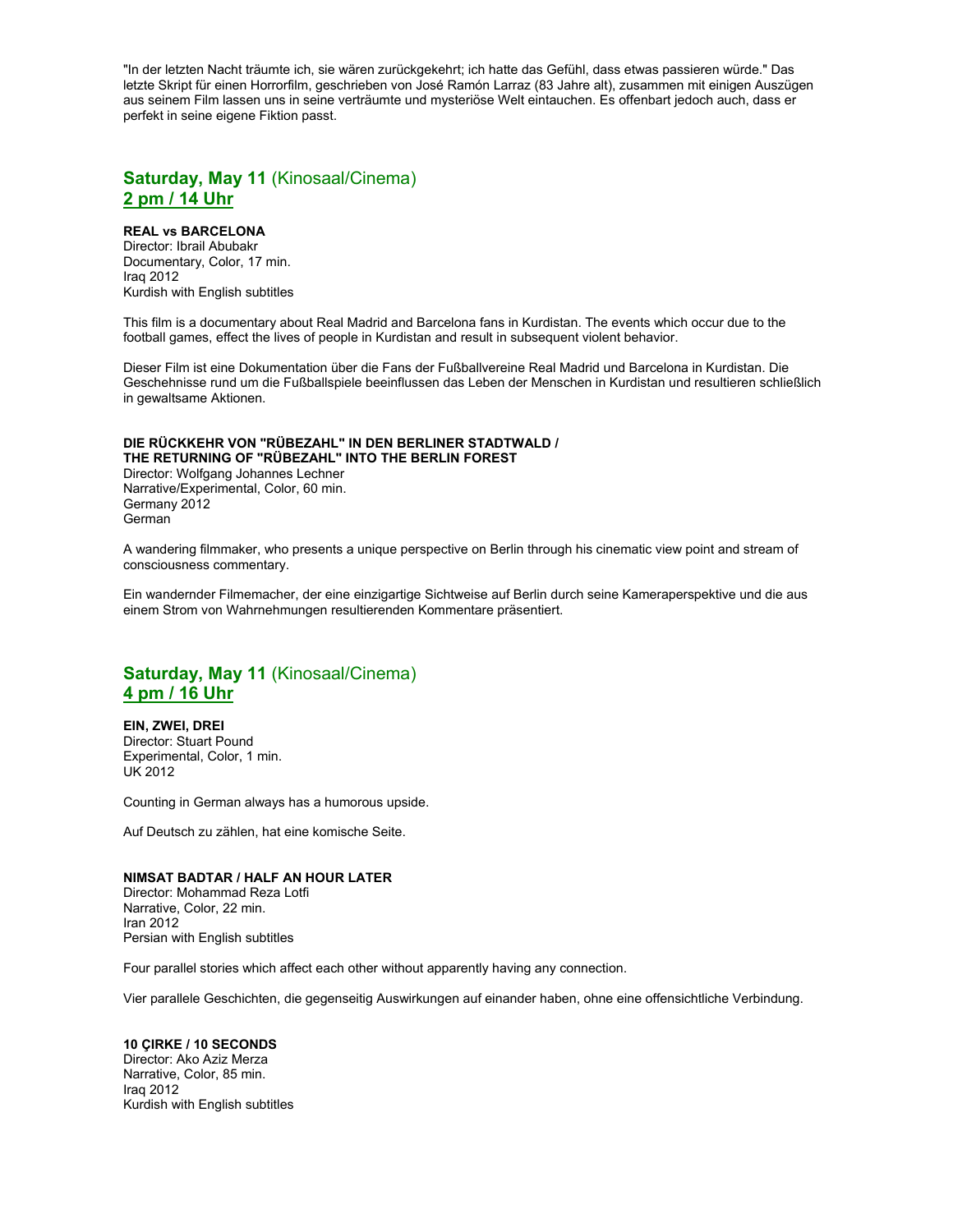"In der letzten Nacht träumte ich, sie wären zurückgekehrt; ich hatte das Gefühl, dass etwas passieren würde." Das letzte Skript für einen Horrorfilm, geschrieben von José Ramón Larraz (83 Jahre alt), zusammen mit einigen Auszügen aus seinem Film lassen uns in seine verträumte und mysteriöse Welt eintauchen. Es offenbart jedoch auch, dass er perfekt in seine eigene Fiktion passt.

## **Saturday, May 11** (Kinosaal/Cinema)
## 2 pm / 14 Uhr

**REAL vs BARCELONA**
Director: Ibrail Abubakr
Documentary, Color, 17 min.
Iraq 2012
Kurdish with English subtitles

This film is a documentary about Real Madrid and Barcelona fans in Kurdistan. The events which occur due to the football games, effect the lives of people in Kurdistan and result in subsequent violent behavior.

Dieser Film ist eine Dokumentation über die Fans der Fußballvereine Real Madrid und Barcelona in Kurdistan. Die Geschehnisse rund um die Fußballspiele beeinflussen das Leben der Menschen in Kurdistan und resultieren schließlich in gewaltsame Aktionen.

**DIE RÜCKKEHR VON "RÜBEZAHL" IN DEN BERLINER STADTWALD /**
**THE RETURNING OF "RÜBEZAHL" INTO THE BERLIN FOREST**
Director: Wolfgang Johannes Lechner
Narrative/Experimental, Color, 60 min.
Germany 2012
German

A wandering filmmaker, who presents a unique perspective on Berlin through his cinematic view point and stream of consciousness commentary.

Ein wandernder Filmemacher, der eine einzigartige Sichtweise auf Berlin durch seine Kameraperspektive und die aus einem Strom von Wahrnehmungen resultierenden Kommentare präsentiert.

## **Saturday, May 11** (Kinosaal/Cinema)
## 4 pm / 16 Uhr

**EIN, ZWEI, DREI**
Director: Stuart Pound
Experimental, Color, 1 min.
UK 2012

Counting in German always has a humorous upside.

Auf Deutsch zu zählen, hat eine komische Seite.

**NIMSAT BADTAR / HALF AN HOUR LATER**
Director: Mohammad Reza Lotfi
Narrative, Color, 22 min.
Iran 2012
Persian with English subtitles

Four parallel stories which affect each other without apparently having any connection.

Vier parallele Geschichten, die gegenseitig Auswirkungen auf einander haben, ohne eine offensichtliche Verbindung.

**10 ÇIRKE / 10 SECONDS**
Director: Ako Aziz Merza
Narrative, Color, 85 min.
Iraq 2012
Kurdish with English subtitles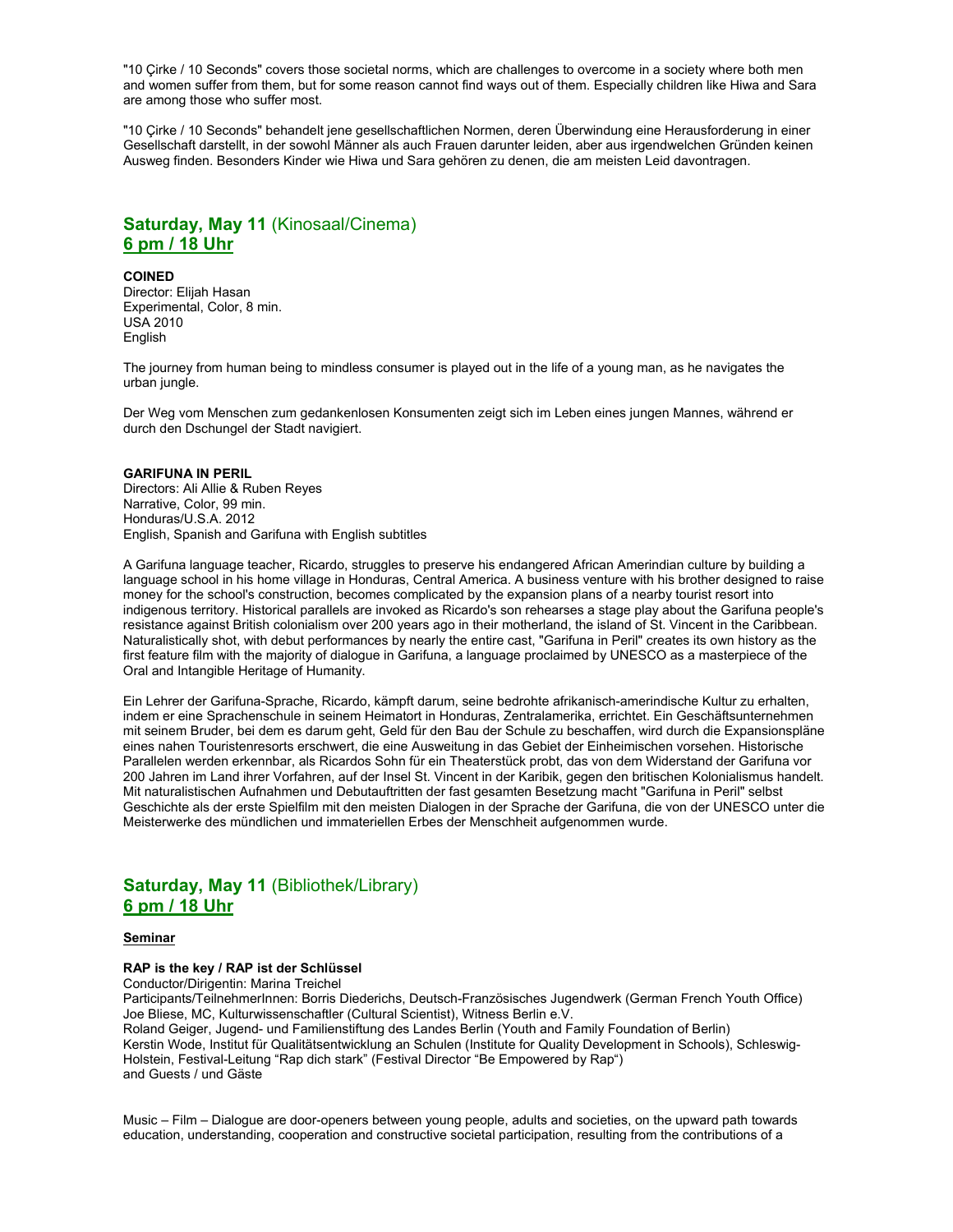"10 Çirke / 10 Seconds" covers those societal norms, which are challenges to overcome in a society where both men and women suffer from them, but for some reason cannot find ways out of them. Especially children like Hiwa and Sara are among those who suffer most.

"10 Çirke / 10 Seconds" behandelt jene gesellschaftlichen Normen, deren Überwindung eine Herausforderung in einer Gesellschaft darstellt, in der sowohl Männer als auch Frauen darunter leiden, aber aus irgendwelchen Gründen keinen Ausweg finden. Besonders Kinder wie Hiwa und Sara gehören zu denen, die am meisten Leid davontragen.

## **Saturday, May 11** (Kinosaal/Cinema)
## <u>6 pm / 18 Uhr</u>

**COINED**
Director: Elijah Hasan
Experimental, Color, 8 min.
USA 2010
English

The journey from human being to mindless consumer is played out in the life of a young man, as he navigates the urban jungle.

Der Weg vom Menschen zum gedankenlosen Konsumenten zeigt sich im Leben eines jungen Mannes, während er durch den Dschungel der Stadt navigiert.

**GARIFUNA IN PERIL**
Directors: Ali Allie & Ruben Reyes
Narrative, Color, 99 min.
Honduras/U.S.A. 2012
English, Spanish and Garifuna with English subtitles

A Garifuna language teacher, Ricardo, struggles to preserve his endangered African Amerindian culture by building a language school in his home village in Honduras, Central America. A business venture with his brother designed to raise money for the school's construction, becomes complicated by the expansion plans of a nearby tourist resort into indigenous territory. Historical parallels are invoked as Ricardo's son rehearses a stage play about the Garifuna people's resistance against British colonialism over 200 years ago in their motherland, the island of St. Vincent in the Caribbean. Naturalistically shot, with debut performances by nearly the entire cast, "Garifuna in Peril" creates its own history as the first feature film with the majority of dialogue in Garifuna, a language proclaimed by UNESCO as a masterpiece of the Oral and Intangible Heritage of Humanity.

Ein Lehrer der Garifuna-Sprache, Ricardo, kämpft darum, seine bedrohte afrikanisch-amerindische Kultur zu erhalten, indem er eine Sprachenschule in seinem Heimatort in Honduras, Zentralamerika, errichtet. Ein Geschäftsunternehmen mit seinem Bruder, bei dem es darum geht, Geld für den Bau der Schule zu beschaffen, wird durch die Expansionspläne eines nahen Touristenresorts erschwert, die eine Ausweitung in das Gebiet der Einheimischen vorsehen. Historische Parallelen werden erkennbar, als Ricardos Sohn für ein Theaterstück probt, das von dem Widerstand der Garifuna vor 200 Jahren im Land ihrer Vorfahren, auf der Insel St. Vincent in der Karibik, gegen den britischen Kolonialismus handelt. Mit naturalistischen Aufnahmen und Debutauftritten der fast gesamten Besetzung macht "Garifuna in Peril" selbst Geschichte als der erste Spielfilm mit den meisten Dialogen in der Sprache der Garifuna, die von der UNESCO unter die Meisterwerke des mündlichen und immateriellen Erbes der Menschheit aufgenommen wurde.

## **Saturday, May 11** (Bibliothek/Library)
## <u>6 pm / 18 Uhr</u>

**<u>Seminar</u>**

**RAP is the key / RAP ist der Schlüssel**
Conductor/Dirigentin: Marina Treichel
Participants/TeilnehmerInnen: Borris Diederichs, Deutsch-Französisches Jugendwerk (German French Youth Office)
Joe Bliese, MC, Kulturwissenschaftler (Cultural Scientist), Witness Berlin e.V.
Roland Geiger, Jugend- und Familienstiftung des Landes Berlin (Youth and Family Foundation of Berlin)
Kerstin Wode, Institut für Qualitätsentwicklung an Schulen (Institute for Quality Development in Schools), Schleswig-Holstein, Festival-Leitung "Rap dich stark" (Festival Director "Be Empowered by Rap")
and Guests / und Gäste

Music – Film – Dialogue are door-openers between young people, adults and societies, on the upward path towards education, understanding, cooperation and constructive societal participation, resulting from the contributions of a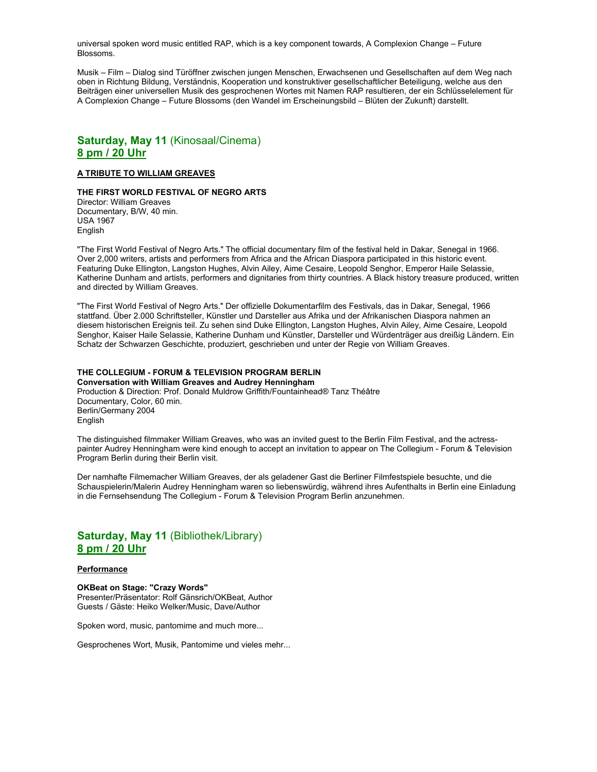universal spoken word music entitled RAP, which is a key component towards, A Complexion Change – Future Blossoms.

Musik – Film – Dialog sind Türöffner zwischen jungen Menschen, Erwachsenen und Gesellschaften auf dem Weg nach oben in Richtung Bildung, Verständnis, Kooperation und konstruktiver gesellschaftlicher Beteiligung, welche aus den Beiträgen einer universellen Musik des gesprochenen Wortes mit Namen RAP resultieren, der ein Schlüsselelement für A Complexion Change – Future Blossoms (den Wandel im Erscheinungsbild – Blüten der Zukunft) darstellt.

## Saturday, May 11 (Kinosaal/Cinema)
## 8 pm / 20 Uhr

**A TRIBUTE TO WILLIAM GREAVES**

**THE FIRST WORLD FESTIVAL OF NEGRO ARTS**
Director: William Greaves
Documentary, B/W, 40 min.
USA 1967
English

"The First World Festival of Negro Arts." The official documentary film of the festival held in Dakar, Senegal in 1966. Over 2,000 writers, artists and performers from Africa and the African Diaspora participated in this historic event. Featuring Duke Ellington, Langston Hughes, Alvin Ailey, Aime Cesaire, Leopold Senghor, Emperor Haile Selassie, Katherine Dunham and artists, performers and dignitaries from thirty countries. A Black history treasure produced, written and directed by William Greaves.

"The First World Festival of Negro Arts." Der offizielle Dokumentarfilm des Festivals, das in Dakar, Senegal, 1966 stattfand. Über 2.000 Schriftsteller, Künstler und Darsteller aus Afrika und der Afrikanischen Diaspora nahmen an diesem historischen Ereignis teil. Zu sehen sind Duke Ellington, Langston Hughes, Alvin Ailey, Aime Cesaire, Leopold Senghor, Kaiser Haile Selassie, Katherine Dunham und Künstler, Darsteller und Würdenträger aus dreißig Ländern. Ein Schatz der Schwarzen Geschichte, produziert, geschrieben und unter der Regie von William Greaves.

**THE COLLEGIUM - FORUM & TELEVISION PROGRAM BERLIN**
**Conversation with William Greaves and Audrey Henningham**
Production & Direction: Prof. Donald Muldrow Griffith/Fountainhead® Tanz Théâtre
Documentary, Color, 60 min.
Berlin/Germany 2004
English

The distinguished filmmaker William Greaves, who was an invited guest to the Berlin Film Festival, and the actress-painter Audrey Henningham were kind enough to accept an invitation to appear on The Collegium - Forum & Television Program Berlin during their Berlin visit.

Der namhafte Filmemacher William Greaves, der als geladener Gast die Berliner Filmfestspiele besuchte, und die Schauspielerin/Malerin Audrey Henningham waren so liebenswürdig, während ihres Aufenthalts in Berlin eine Einladung in die Fernsehsendung The Collegium - Forum & Television Program Berlin anzunehmen.

## Saturday, May 11 (Bibliothek/Library)
## 8 pm / 20 Uhr

**Performance**

**OKBeat on Stage: "Crazy Words"**
Presenter/Präsentator: Rolf Gänsrich/OKBeat, Author
Guests / Gäste: Heiko Welker/Music, Dave/Author

Spoken word, music, pantomime and much more...

Gesprochenes Wort, Musik, Pantomime und vieles mehr...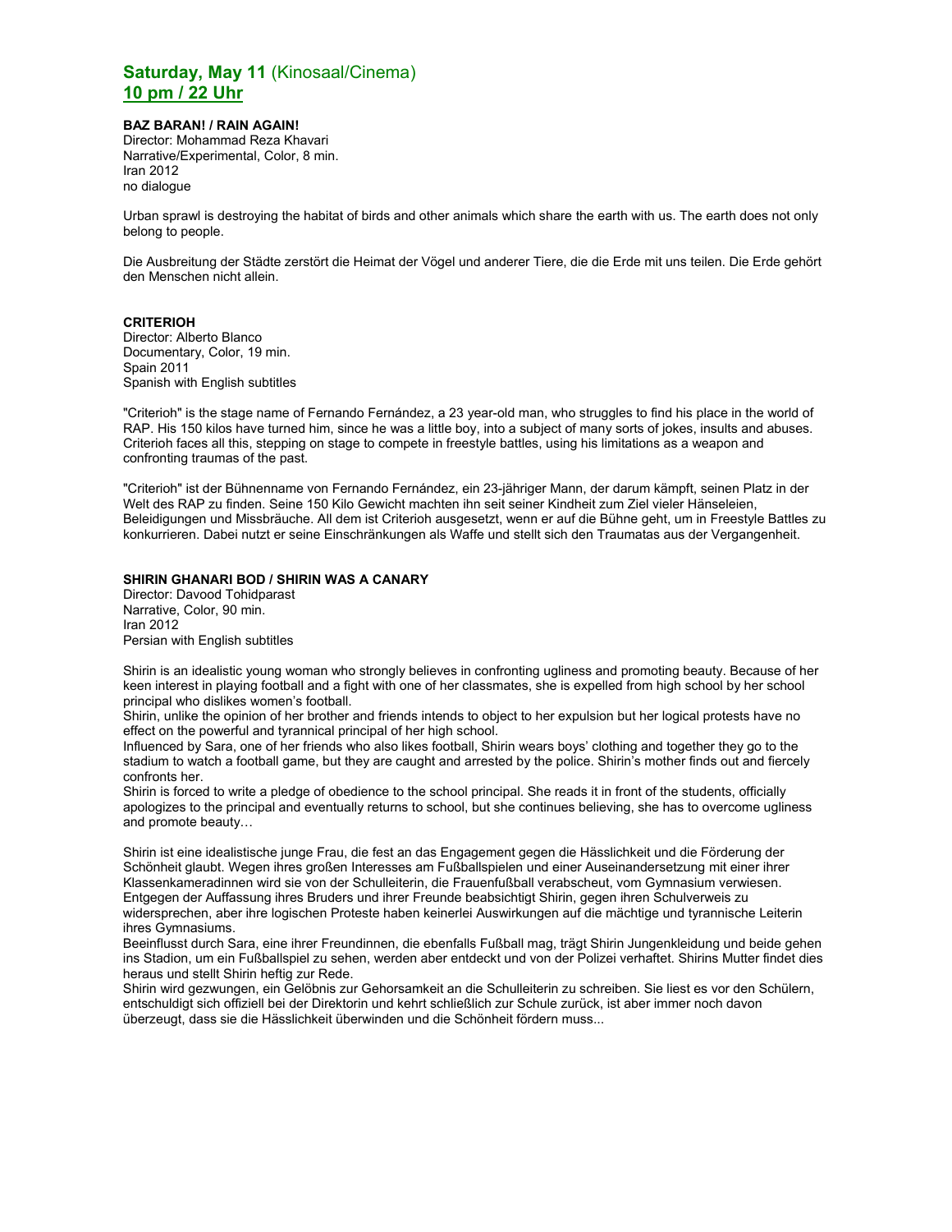## **Saturday, May 11** (Kinosaal/Cinema)
## **10 pm / 22 Uhr**

**BAZ BARAN! / RAIN AGAIN!**
Director: Mohammad Reza Khavari
Narrative/Experimental, Color, 8 min.
Iran 2012
no dialogue

Urban sprawl is destroying the habitat of birds and other animals which share the earth with us. The earth does not only belong to people.

Die Ausbreitung der Städte zerstört die Heimat der Vögel und anderer Tiere, die die Erde mit uns teilen. Die Erde gehört den Menschen nicht allein.

**CRITERIOH**
Director: Alberto Blanco
Documentary, Color, 19 min.
Spain 2011
Spanish with English subtitles

"Criterioh" is the stage name of Fernando Fernández, a 23 year-old man, who struggles to find his place in the world of RAP. His 150 kilos have turned him, since he was a little boy, into a subject of many sorts of jokes, insults and abuses. Criterioh faces all this, stepping on stage to compete in freestyle battles, using his limitations as a weapon and confronting traumas of the past.

"Criterioh" ist der Bühnenname von Fernando Fernández, ein 23-jähriger Mann, der darum kämpft, seinen Platz in der Welt des RAP zu finden. Seine 150 Kilo Gewicht machten ihn seit seiner Kindheit zum Ziel vieler Hänseleien, Beleidigungen und Missbräuche. All dem ist Criterioh ausgesetzt, wenn er auf die Bühne geht, um in Freestyle Battles zu konkurrieren. Dabei nutzt er seine Einschränkungen als Waffe und stellt sich den Traumatas aus der Vergangenheit.

**SHIRIN GHANARI BOD / SHIRIN WAS A CANARY**
Director: Davood Tohidparast
Narrative, Color, 90 min.
Iran 2012
Persian with English subtitles

Shirin is an idealistic young woman who strongly believes in confronting ugliness and promoting beauty. Because of her keen interest in playing football and a fight with one of her classmates, she is expelled from high school by her school principal who dislikes women's football.
Shirin, unlike the opinion of her brother and friends intends to object to her expulsion but her logical protests have no effect on the powerful and tyrannical principal of her high school.
Influenced by Sara, one of her friends who also likes football, Shirin wears boys' clothing and together they go to the stadium to watch a football game, but they are caught and arrested by the police. Shirin's mother finds out and fiercely confronts her.
Shirin is forced to write a pledge of obedience to the school principal. She reads it in front of the students, officially apologizes to the principal and eventually returns to school, but she continues believing, she has to overcome ugliness and promote beauty…

Shirin ist eine idealistische junge Frau, die fest an das Engagement gegen die Hässlichkeit und die Förderung der Schönheit glaubt. Wegen ihres großen Interesses am Fußballspielen und einer Auseinandersetzung mit einer ihrer Klassenkameradinnen wird sie von der Schulleiterin, die Frauenfußball verabscheut, vom Gymnasium verwiesen.
Entgegen der Auffassung ihres Bruders und ihrer Freunde beabsichtigt Shirin, gegen ihren Schulverweis zu widersprechen, aber ihre logischen Proteste haben keinerlei Auswirkungen auf die mächtige und tyrannische Leiterin ihres Gymnasiums.
Beeinflusst durch Sara, eine ihrer Freundinnen, die ebenfalls Fußball mag, trägt Shirin Jungenkleidung und beide gehen ins Stadion, um ein Fußballspiel zu sehen, werden aber entdeckt und von der Polizei verhaftet. Shirins Mutter findet dies heraus und stellt Shirin heftig zur Rede.
Shirin wird gezwungen, ein Gelöbnis zur Gehorsamkeit an die Schulleiterin zu schreiben. Sie liest es vor den Schülern, entschuldigt sich offiziell bei der Direktorin und kehrt schließlich zur Schule zurück, ist aber immer noch davon überzeugt, dass sie die Hässlichkeit überwinden und die Schönheit fördern muss...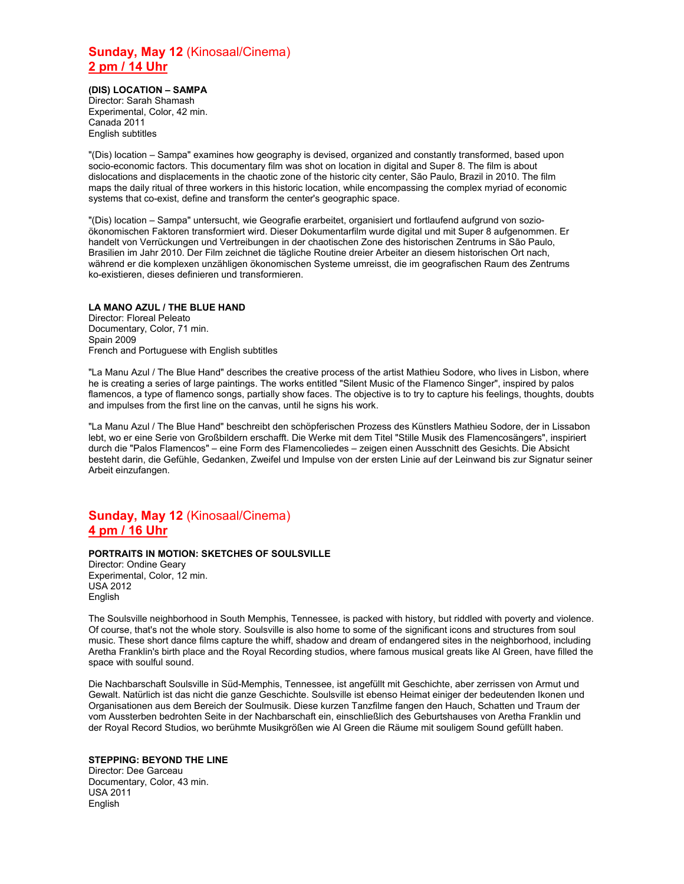## **Sunday, May 12** (Kinosaal/Cinema)
## **2 pm / 14 Uhr**

**(DIS) LOCATION – SAMPA**
Director: Sarah Shamash
Experimental, Color, 42 min.
Canada 2011
English subtitles

"(Dis) location – Sampa" examines how geography is devised, organized and constantly transformed, based upon socio-economic factors. This documentary film was shot on location in digital and Super 8. The film is about dislocations and displacements in the chaotic zone of the historic city center, São Paulo, Brazil in 2010. The film maps the daily ritual of three workers in this historic location, while encompassing the complex myriad of economic systems that co-exist, define and transform the center's geographic space.

"(Dis) location – Sampa" untersucht, wie Geografie erarbeitet, organisiert und fortlaufend aufgrund von sozio-ökonomischen Faktoren transformiert wird. Dieser Dokumentarfilm wurde digital und mit Super 8 aufgenommen. Er handelt von Verrückungen und Vertreibungen in der chaotischen Zone des historischen Zentrums in São Paulo, Brasilien im Jahr 2010. Der Film zeichnet die tägliche Routine dreier Arbeiter an diesem historischen Ort nach, während er die komplexen unzähligen ökonomischen Systeme umreisst, die im geografischen Raum des Zentrums ko-existieren, dieses definieren und transformieren.

**LA MANO AZUL / THE BLUE HAND**
Director: Floreal Peleato
Documentary, Color, 71 min.
Spain 2009
French and Portuguese with English subtitles

"La Manu Azul / The Blue Hand" describes the creative process of the artist Mathieu Sodore, who lives in Lisbon, where he is creating a series of large paintings. The works entitled "Silent Music of the Flamenco Singer", inspired by palos flamencos, a type of flamenco songs, partially show faces. The objective is to try to capture his feelings, thoughts, doubts and impulses from the first line on the canvas, until he signs his work.

"La Manu Azul / The Blue Hand" beschreibt den schöpferischen Prozess des Künstlers Mathieu Sodore, der in Lissabon lebt, wo er eine Serie von Großbildern erschafft. Die Werke mit dem Titel "Stille Musik des Flamencosängers", inspiriert durch die "Palos Flamencos" – eine Form des Flamencoliedes – zeigen einen Ausschnitt des Gesichts. Die Absicht besteht darin, die Gefühle, Gedanken, Zweifel und Impulse von der ersten Linie auf der Leinwand bis zur Signatur seiner Arbeit einzufangen.

## **Sunday, May 12** (Kinosaal/Cinema)
## **4 pm / 16 Uhr**

**PORTRAITS IN MOTION: SKETCHES OF SOULSVILLE**
Director: Ondine Geary
Experimental, Color, 12 min.
USA 2012
English

The Soulsville neighborhood in South Memphis, Tennessee, is packed with history, but riddled with poverty and violence. Of course, that's not the whole story. Soulsville is also home to some of the significant icons and structures from soul music. These short dance films capture the whiff, shadow and dream of endangered sites in the neighborhood, including Aretha Franklin's birth place and the Royal Recording studios, where famous musical greats like Al Green, have filled the space with soulful sound.

Die Nachbarschaft Soulsville in Süd-Memphis, Tennessee, ist angefüllt mit Geschichte, aber zerrissen von Armut und Gewalt. Natürlich ist das nicht die ganze Geschichte. Soulsville ist ebenso Heimat einiger der bedeutenden Ikonen und Organisationen aus dem Bereich der Soulmusik. Diese kurzen Tanzfilme fangen den Hauch, Schatten und Traum der vom Aussterben bedrohten Seite in der Nachbarschaft ein, einschließlich des Geburtshauses von Aretha Franklin und der Royal Record Studios, wo berühmte Musikgrößen wie Al Green die Räume mit souligem Sound gefüllt haben.

**STEPPING: BEYOND THE LINE**
Director: Dee Garceau
Documentary, Color, 43 min.
USA 2011
English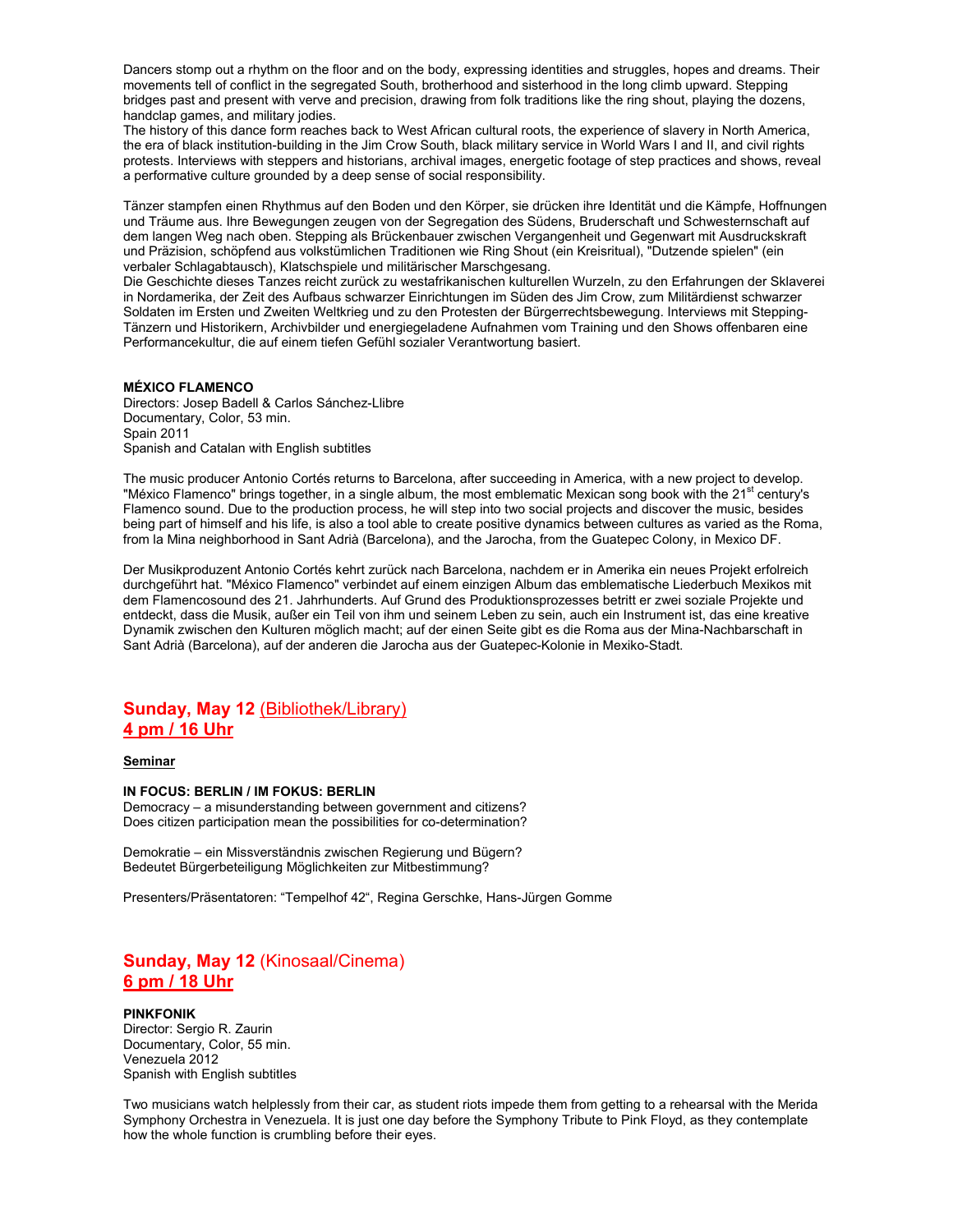Dancers stomp out a rhythm on the floor and on the body, expressing identities and struggles, hopes and dreams. Their movements tell of conflict in the segregated South, brotherhood and sisterhood in the long climb upward. Stepping bridges past and present with verve and precision, drawing from folk traditions like the ring shout, playing the dozens, handclap games, and military jodies.
The history of this dance form reaches back to West African cultural roots, the experience of slavery in North America, the era of black institution-building in the Jim Crow South, black military service in World Wars I and II, and civil rights protests. Interviews with steppers and historians, archival images, energetic footage of step practices and shows, reveal a performative culture grounded by a deep sense of social responsibility.

Tänzer stampfen einen Rhythmus auf den Boden und den Körper, sie drücken ihre Identität und die Kämpfe, Hoffnungen und Träume aus. Ihre Bewegungen zeugen von der Segregation des Südens, Bruderschaft und Schwesternschaft auf dem langen Weg nach oben. Stepping als Brückenbauer zwischen Vergangenheit und Gegenwart mit Ausdruckskraft und Präzision, schöpfend aus volkstümlichen Traditionen wie Ring Shout (ein Kreisritual), "Dutzende spielen" (ein verbaler Schlagabtausch), Klatschspiele und militärischer Marschgesang.
Die Geschichte dieses Tanzes reicht zurück zu westafrikanischen kulturellen Wurzeln, zu den Erfahrungen der Sklaverei in Nordamerika, der Zeit des Aufbaus schwarzer Einrichtungen im Süden des Jim Crow, zum Militärdienst schwarzer Soldaten im Ersten und Zweiten Weltkrieg und zu den Protesten der Bürgerrechtsbewegung. Interviews mit Stepping-Tänzern und Historikern, Archivbilder und energiegeladene Aufnahmen vom Training und den Shows offenbaren eine Performancekultur, die auf einem tiefen Gefühl sozialer Verantwortung basiert.

**MÉXICO FLAMENCO**
Directors: Josep Badell & Carlos Sánchez-Llibre
Documentary, Color, 53 min.
Spain 2011
Spanish and Catalan with English subtitles

The music producer Antonio Cortés returns to Barcelona, after succeeding in America, with a new project to develop. "México Flamenco" brings together, in a single album, the most emblematic Mexican song book with the 21st century's Flamenco sound. Due to the production process, he will step into two social projects and discover the music, besides being part of himself and his life, is also a tool able to create positive dynamics between cultures as varied as the Roma, from la Mina neighborhood in Sant Adrià (Barcelona), and the Jarocha, from the Guatepec Colony, in Mexico DF.

Der Musikproduzent Antonio Cortés kehrt zurück nach Barcelona, nachdem er in Amerika ein neues Projekt erfolreich durchgeführt hat. "México Flamenco" verbindet auf einem einzigen Album das emblematische Liederbuch Mexikos mit dem Flamencosound des 21. Jahrhunderts. Auf Grund des Produktionsprozesses betritt er zwei soziale Projekte und entdeckt, dass die Musik, außer ein Teil von ihm und seinem Leben zu sein, auch ein Instrument ist, das eine kreative Dynamik zwischen den Kulturen möglich macht; auf der einen Seite gibt es die Roma aus der Mina-Nachbarschaft in Sant Adrià (Barcelona), auf der anderen die Jarocha aus der Guatepec-Kolonie in Mexiko-Stadt.

## Sunday, May 12 (Bibliothek/Library) 4 pm / 16 Uhr

**Seminar**

**IN FOCUS: BERLIN / IM FOKUS: BERLIN**
Democracy – a misunderstanding between government and citizens?
Does citizen participation mean the possibilities for co-determination?

Demokratie – ein Missverständnis zwischen Regierung und Bügern?
Bedeutet Bürgerbeteiligung Möglichkeiten zur Mitbestimmung?

Presenters/Präsentatoren: “Tempelhof 42“, Regina Gerschke, Hans-Jürgen Gomme

## Sunday, May 12 (Kinosaal/Cinema) 6 pm / 18 Uhr

**PINKFONIK**
Director: Sergio R. Zaurin
Documentary, Color, 55 min.
Venezuela 2012
Spanish with English subtitles

Two musicians watch helplessly from their car, as student riots impede them from getting to a rehearsal with the Merida Symphony Orchestra in Venezuela. It is just one day before the Symphony Tribute to Pink Floyd, as they contemplate how the whole function is crumbling before their eyes.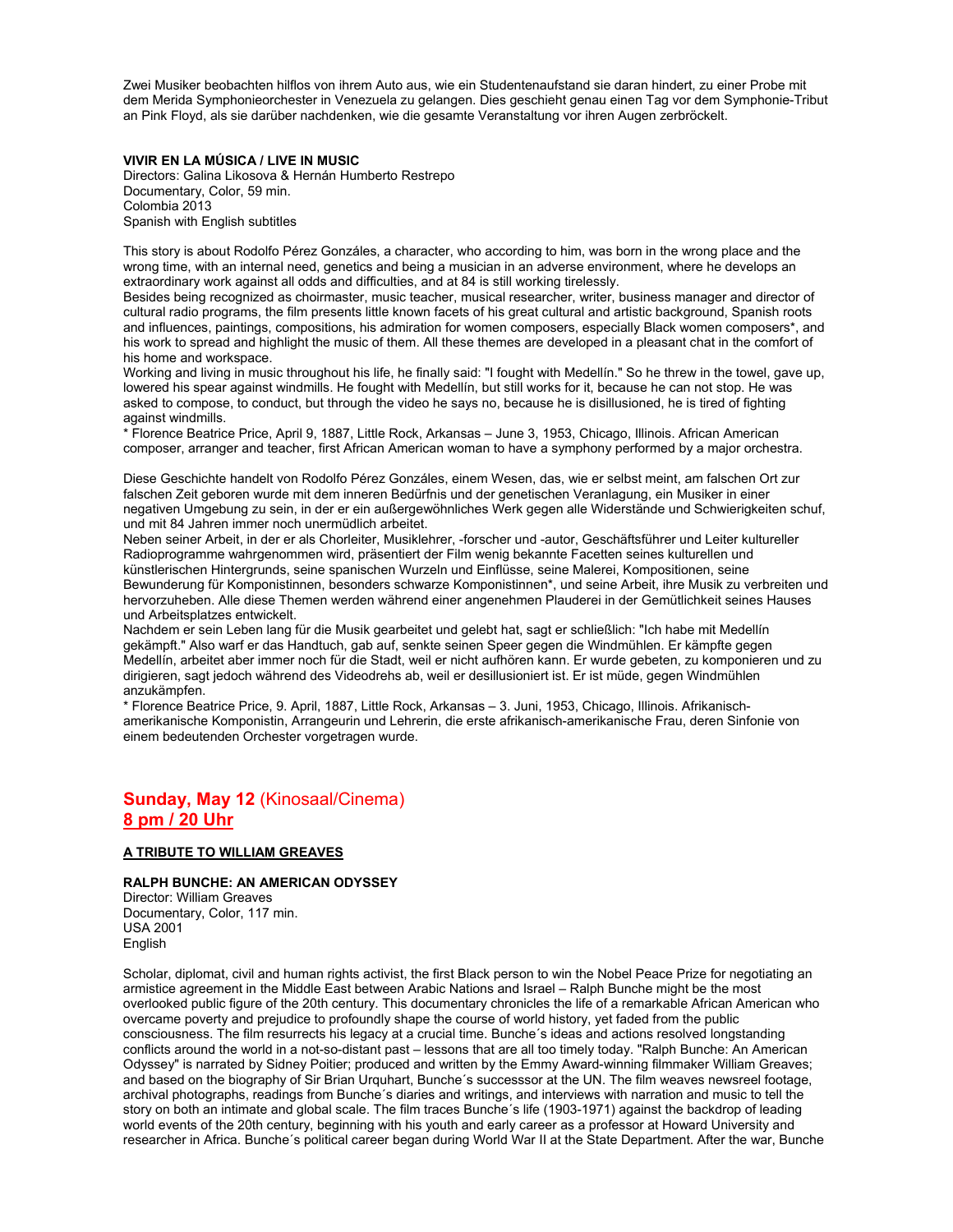Zwei Musiker beobachten hilflos von ihrem Auto aus, wie ein Studentenaufstand sie daran hindert, zu einer Probe mit dem Merida Symphonieorchester in Venezuela zu gelangen. Dies geschieht genau einen Tag vor dem Symphonie-Tribut an Pink Floyd, als sie darüber nachdenken, wie die gesamte Veranstaltung vor ihren Augen zerbröckelt.

**VIVIR EN LA MÚSICA / LIVE IN MUSIC**
Directors: Galina Likosova & Hernán Humberto Restrepo
Documentary, Color, 59 min.
Colombia 2013
Spanish with English subtitles

This story is about Rodolfo Pérez Gonzáles, a character, who according to him, was born in the wrong place and the wrong time, with an internal need, genetics and being a musician in an adverse environment, where he develops an extraordinary work against all odds and difficulties, and at 84 is still working tirelessly.
Besides being recognized as choirmaster, music teacher, musical researcher, writer, business manager and director of cultural radio programs, the film presents little known facets of his great cultural and artistic background, Spanish roots and influences, paintings, compositions, his admiration for women composers, especially Black women composers*, and his work to spread and highlight the music of them. All these themes are developed in a pleasant chat in the comfort of his home and workspace.
Working and living in music throughout his life, he finally said: "I fought with Medellín." So he threw in the towel, gave up, lowered his spear against windmills. He fought with Medellín, but still works for it, because he can not stop. He was asked to compose, to conduct, but through the video he says no, because he is disillusioned, he is tired of fighting against windmills.
* Florence Beatrice Price, April 9, 1887, Little Rock, Arkansas – June 3, 1953, Chicago, Illinois. African American composer, arranger and teacher, first African American woman to have a symphony performed by a major orchestra.

Diese Geschichte handelt von Rodolfo Pérez Gonzáles, einem Wesen, das, wie er selbst meint, am falschen Ort zur falschen Zeit geboren wurde mit dem inneren Bedürfnis und der genetischen Veranlagung, ein Musiker in einer negativen Umgebung zu sein, in der er ein außergewöhnliches Werk gegen alle Widerstände und Schwierigkeiten schuf, und mit 84 Jahren immer noch unermüdlich arbeitet.
Neben seiner Arbeit, in der er als Chorleiter, Musiklehrer, -forscher und -autor, Geschäftsführer und Leiter kultureller Radioprogramme wahrgenommen wird, präsentiert der Film wenig bekannte Facetten seines kulturellen und künstlerischen Hintergrunds, seine spanischen Wurzeln und Einflüsse, seine Malerei, Kompositionen, seine Bewunderung für Komponistinnen, besonders schwarze Komponistinnen*, und seine Arbeit, ihre Musik zu verbreiten und hervorzuheben. Alle diese Themen werden während einer angenehmen Plauderei in der Gemütlichkeit seines Hauses und Arbeitsplatzes entwickelt.
Nachdem er sein Leben lang für die Musik gearbeitet und gelebt hat, sagt er schließlich: "Ich habe mit Medellín gekämpft." Also warf er das Handtuch, gab auf, senkte seinen Speer gegen die Windmühlen. Er kämpfte gegen Medellín, arbeitet aber immer noch für die Stadt, weil er nicht aufhören kann. Er wurde gebeten, zu komponieren und zu dirigieren, sagt jedoch während des Videodrehs ab, weil er desillusioniert ist. Er ist müde, gegen Windmühlen anzukämpfen.
* Florence Beatrice Price, 9. April, 1887, Little Rock, Arkansas – 3. Juni, 1953, Chicago, Illinois. Afrikanisch-amerikanische Komponistin, Arrangeurin und Lehrerin, die erste afrikanisch-amerikanische Frau, deren Sinfonie von einem bedeutenden Orchester vorgetragen wurde.

## **Sunday, May 12** (Kinosaal/Cinema)
## **8 pm / 20 Uhr**

### **A TRIBUTE TO WILLIAM GREAVES**

**RALPH BUNCHE: AN AMERICAN ODYSSEY**
Director: William Greaves
Documentary, Color, 117 min.
USA 2001
English

Scholar, diplomat, civil and human rights activist, the first Black person to win the Nobel Peace Prize for negotiating an armistice agreement in the Middle East between Arabic Nations and Israel – Ralph Bunche might be the most overlooked public figure of the 20th century. This documentary chronicles the life of a remarkable African American who overcame poverty and prejudice to profoundly shape the course of world history, yet faded from the public consciousness. The film resurrects his legacy at a crucial time. Bunche´s ideas and actions resolved longstanding conflicts around the world in a not-so-distant past – lessons that are all too timely today. "Ralph Bunche: An American Odyssey" is narrated by Sidney Poitier; produced and written by the Emmy Award-winning filmmaker William Greaves; and based on the biography of Sir Brian Urquhart, Bunche´s successsor at the UN. The film weaves newsreel footage, archival photographs, readings from Bunche´s diaries and writings, and interviews with narration and music to tell the story on both an intimate and global scale. The film traces Bunche´s life (1903-1971) against the backdrop of leading world events of the 20th century, beginning with his youth and early career as a professor at Howard University and researcher in Africa. Bunche´s political career began during World War II at the State Department. After the war, Bunche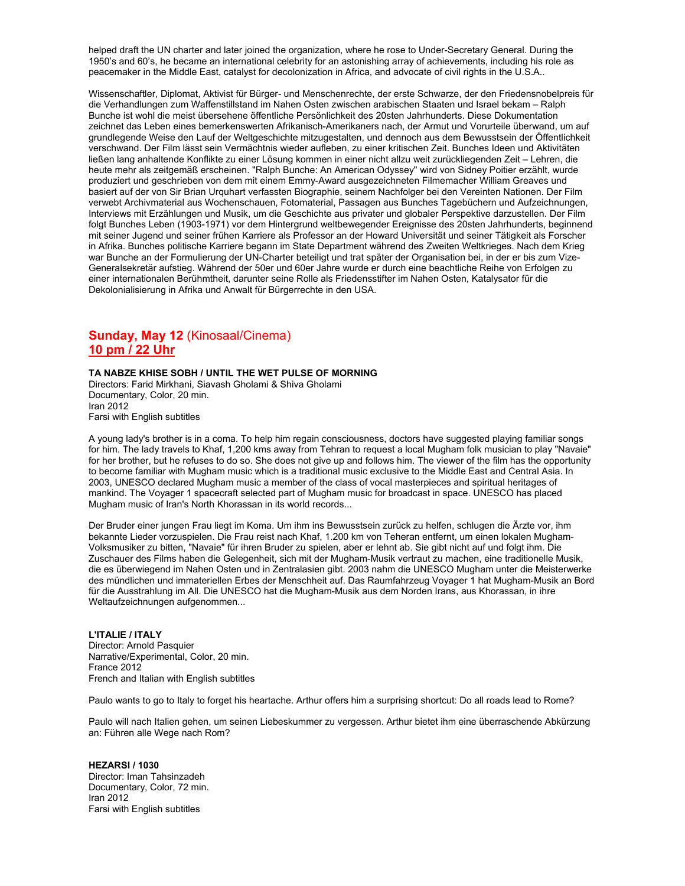helped draft the UN charter and later joined the organization, where he rose to Under-Secretary General. During the 1950's and 60's, he became an international celebrity for an astonishing array of achievements, including his role as peacemaker in the Middle East, catalyst for decolonization in Africa, and advocate of civil rights in the U.S.A..

Wissenschaftler, Diplomat, Aktivist für Bürger- und Menschenrechte, der erste Schwarze, der den Friedensnobelpreis für die Verhandlungen zum Waffenstillstand im Nahen Osten zwischen arabischen Staaten und Israel bekam – Ralph Bunche ist wohl die meist übersehene öffentliche Persönlichkeit des 20sten Jahrhunderts. Diese Dokumentation zeichnet das Leben eines bemerkenswerten Afrikanisch-Amerikaners nach, der Armut und Vorurteile überwand, um auf grundlegende Weise den Lauf der Weltgeschichte mitzugestalten, und dennoch aus dem Bewusstsein der Öffentlichkeit verschwand. Der Film lässt sein Vermächtnis wieder aufleben, zu einer kritischen Zeit. Bunches Ideen und Aktivitäten ließen lang anhaltende Konflikte zu einer Lösung kommen in einer nicht allzu weit zurückliegenden Zeit – Lehren, die heute mehr als zeitgemäß erscheinen. "Ralph Bunche: An American Odyssey" wird von Sidney Poitier erzählt, wurde produziert und geschrieben von dem mit einem Emmy-Award ausgezeichneten Filmemacher William Greaves und basiert auf der von Sir Brian Urquhart verfassten Biographie, seinem Nachfolger bei den Vereinten Nationen. Der Film verwebt Archivmaterial aus Wochenschauen, Fotomaterial, Passagen aus Bunches Tagebüchern und Aufzeichnungen, Interviews mit Erzählungen und Musik, um die Geschichte aus privater und globaler Perspektive darzustellen. Der Film folgt Bunches Leben (1903-1971) vor dem Hintergrund weltbewegender Ereignisse des 20sten Jahrhunderts, beginnend mit seiner Jugend und seiner frühen Karriere als Professor an der Howard Universität und seiner Tätigkeit als Forscher in Afrika. Bunches politische Karriere begann im State Department während des Zweiten Weltkrieges. Nach dem Krieg war Bunche an der Formulierung der UN-Charter beteiligt und trat später der Organisation bei, in der er bis zum Vize-Generalsekretär aufstieg. Während der 50er und 60er Jahre wurde er durch eine beachtliche Reihe von Erfolgen zu einer internationalen Berühmtheit, darunter seine Rolle als Friedensstifter im Nahen Osten, Katalysator für die Dekolonialisierung in Afrika und Anwalt für Bürgerrechte in den USA.

## **Sunday, May 12** (Kinosaal/Cinema)
## **10 pm / 22 Uhr**

**TA NABZE KHISE SOBH / UNTIL THE WET PULSE OF MORNING**
Directors: Farid Mirkhani, Siavash Gholami & Shiva Gholami
Documentary, Color, 20 min.
Iran 2012
Farsi with English subtitles

A young lady's brother is in a coma. To help him regain consciousness, doctors have suggested playing familiar songs for him. The lady travels to Khaf, 1,200 kms away from Tehran to request a local Mugham folk musician to play "Navaie" for her brother, but he refuses to do so. She does not give up and follows him. The viewer of the film has the opportunity to become familiar with Mugham music which is a traditional music exclusive to the Middle East and Central Asia. In 2003, UNESCO declared Mugham music a member of the class of vocal masterpieces and spiritual heritages of mankind. The Voyager 1 spacecraft selected part of Mugham music for broadcast in space. UNESCO has placed Mugham music of Iran's North Khorassan in its world records...

Der Bruder einer jungen Frau liegt im Koma. Um ihm ins Bewusstsein zurück zu helfen, schlugen die Ärzte vor, ihm bekannte Lieder vorzuspielen. Die Frau reist nach Khaf, 1.200 km von Teheran entfernt, um einen lokalen Mugham-Volksmusiker zu bitten, "Navaie" für ihren Bruder zu spielen, aber er lehnt ab. Sie gibt nicht auf und folgt ihm. Die Zuschauer des Films haben die Gelegenheit, sich mit der Mugham-Musik vertraut zu machen, eine traditionelle Musik, die es überwiegend im Nahen Osten und in Zentralasien gibt. 2003 nahm die UNESCO Mugham unter die Meisterwerke des mündlichen und immateriellen Erbes der Menschheit auf. Das Raumfahrzeug Voyager 1 hat Mugham-Musik an Bord für die Ausstrahlung im All. Die UNESCO hat die Mugham-Musik aus dem Norden Irans, aus Khorassan, in ihre Weltaufzeichnungen aufgenommen...

**L'ITALIE / ITALY**
Director: Arnold Pasquier
Narrative/Experimental, Color, 20 min.
France 2012
French and Italian with English subtitles

Paulo wants to go to Italy to forget his heartache. Arthur offers him a surprising shortcut: Do all roads lead to Rome?

Paulo will nach Italien gehen, um seinen Liebeskummer zu vergessen. Arthur bietet ihm eine überraschende Abkürzung an: Führen alle Wege nach Rom?

**HEZARSI / 1030**
Director: Iman Tahsinzadeh
Documentary, Color, 72 min.
Iran 2012
Farsi with English subtitles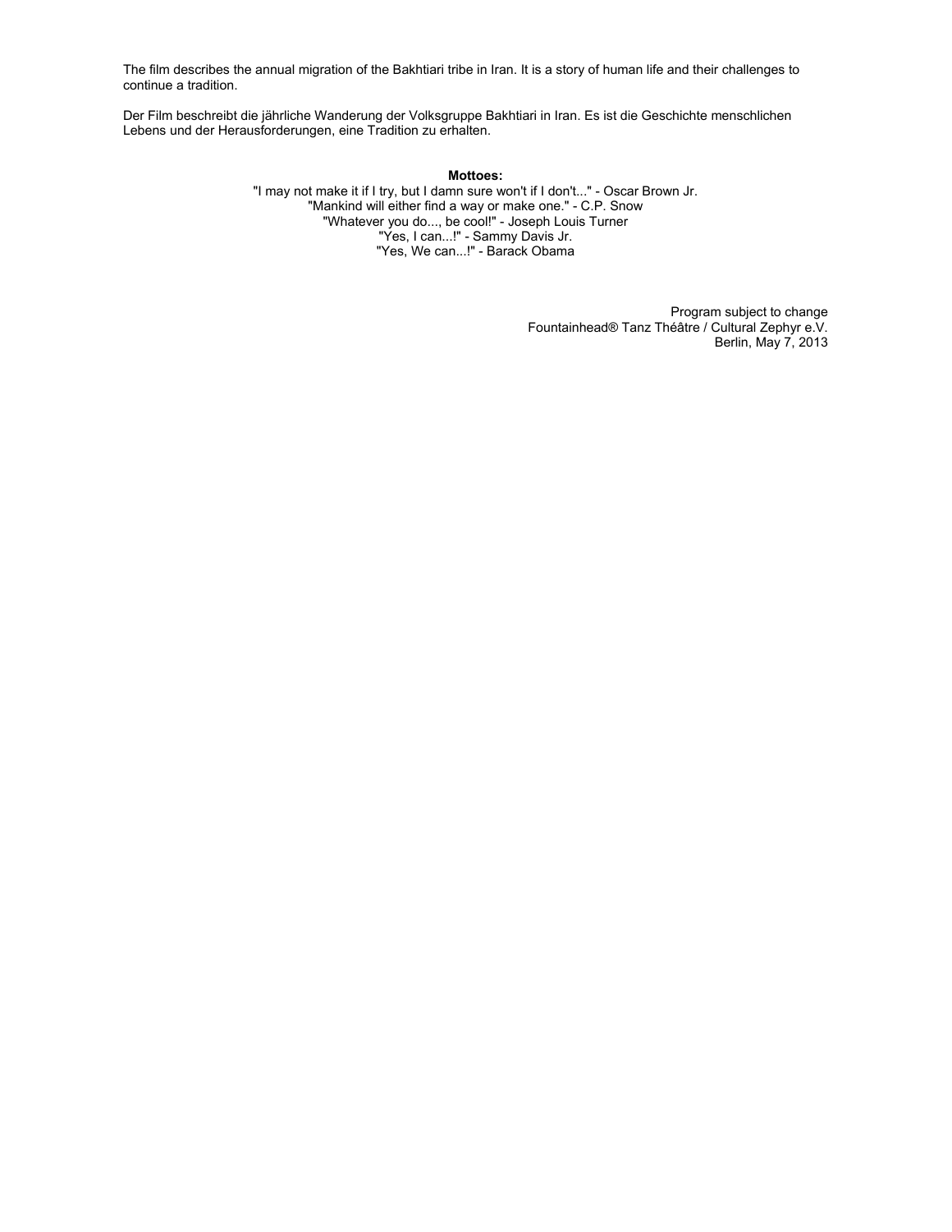The film describes the annual migration of the Bakhtiari tribe in Iran. It is a story of human life and their challenges to continue a tradition.

Der Film beschreibt die jährliche Wanderung der Volksgruppe Bakhtiari in Iran. Es ist die Geschichte menschlichen Lebens und der Herausforderungen, eine Tradition zu erhalten.

**Mottoes:**

"I may not make it if I try, but I damn sure won't if I don't..." - Oscar Brown Jr.
"Mankind will either find a way or make one." - C.P. Snow
"Whatever you do..., be cool!" - Joseph Louis Turner
"Yes, I can...!" - Sammy Davis Jr.
"Yes, We can...!" - Barack Obama

Program subject to change
Fountainhead® Tanz Théâtre / Cultural Zephyr e.V.
Berlin, May 7, 2013